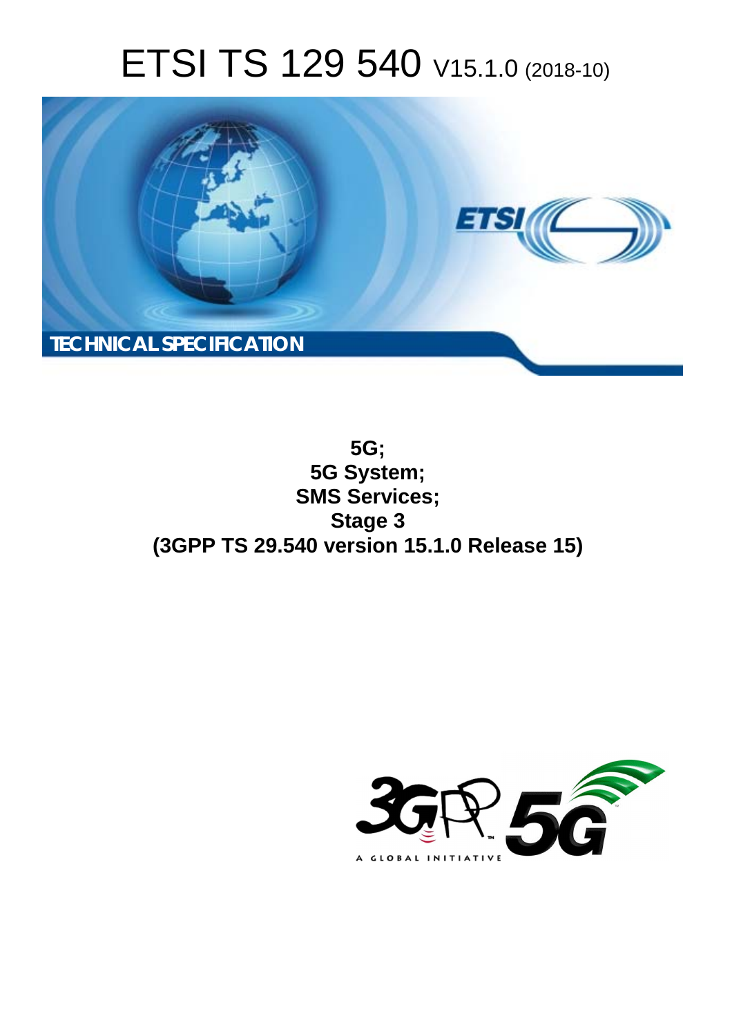# ETSI TS 129 540 V15.1.0 (2018-10)

TECHNICAL SPECIFICATION

**5G;**
**5G System;**
**SMS Services;**
**Stage 3**
**(3GPP TS 29.540 version 15.1.0 Release 15)**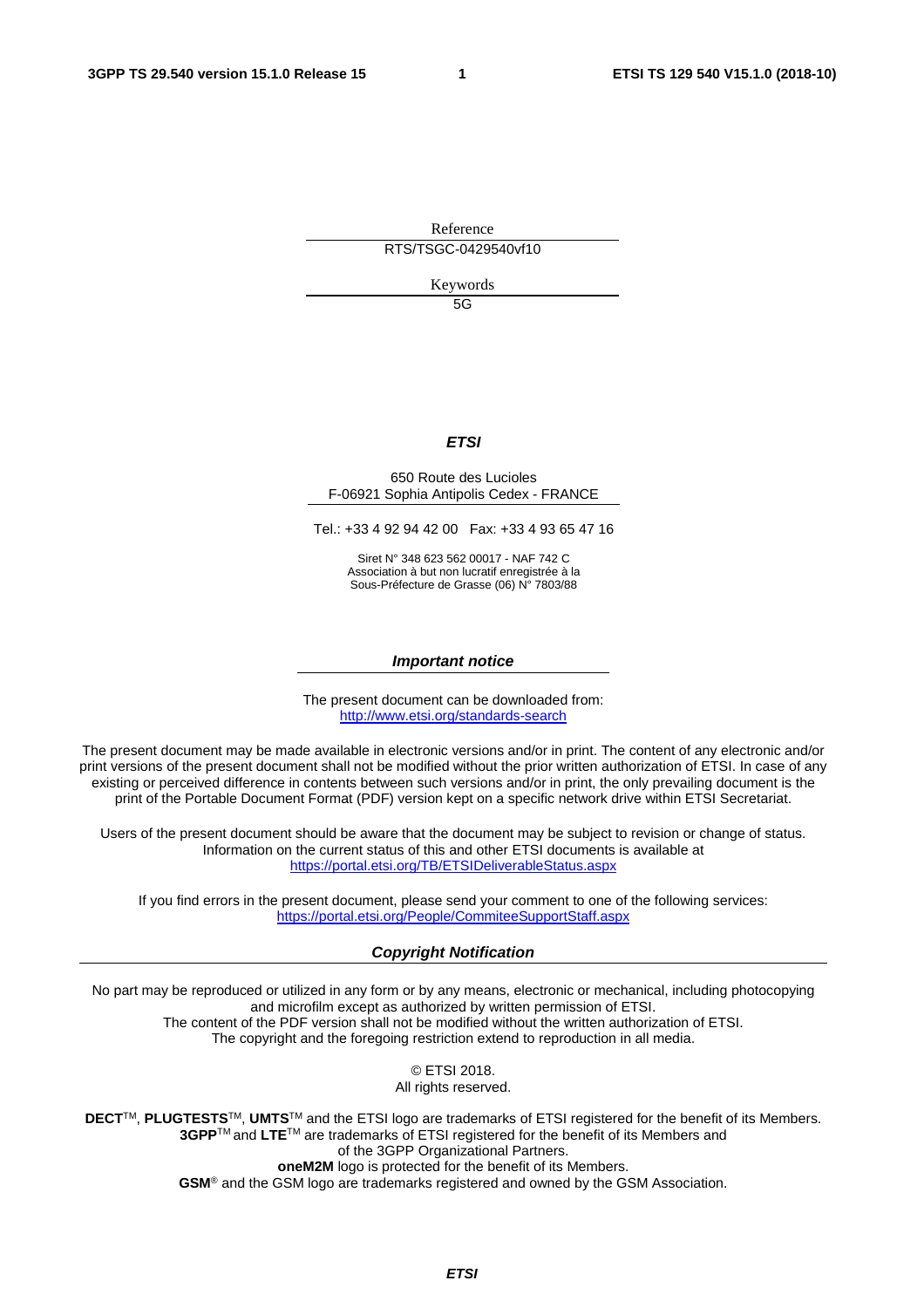Reference

RTS/TSGC-0429540vf10

Keywords

5G

***ETSI***

650 Route des Lucioles
F-06921 Sophia Antipolis Cedex - FRANCE

Tel.: +33 4 92 94 42 00   Fax: +33 4 93 65 47 16

Siret N° 348 623 562 00017 - NAF 742 C
Association à but non lucratif enregistrée à la
Sous-Préfecture de Grasse (06) N° 7803/88

***Important notice***

The present document can be downloaded from:
http://www.etsi.org/standards-search

The present document may be made available in electronic versions and/or in print. The content of any electronic and/or print versions of the present document shall not be modified without the prior written authorization of ETSI. In case of any existing or perceived difference in contents between such versions and/or in print, the only prevailing document is the print of the Portable Document Format (PDF) version kept on a specific network drive within ETSI Secretariat.

Users of the present document should be aware that the document may be subject to revision or change of status. Information on the current status of this and other ETSI documents is available at
https://portal.etsi.org/TB/ETSIDeliverableStatus.aspx

If you find errors in the present document, please send your comment to one of the following services:
https://portal.etsi.org/People/CommiteeSupportStaff.aspx

***Copyright Notification***

No part may be reproduced or utilized in any form or by any means, electronic or mechanical, including photocopying and microfilm except as authorized by written permission of ETSI.
The content of the PDF version shall not be modified without the written authorization of ETSI.
The copyright and the foregoing restriction extend to reproduction in all media.

© ETSI 2018.
All rights reserved.

**DECT**™, **PLUGTESTS**™, **UMTS**™ and the ETSI logo are trademarks of ETSI registered for the benefit of its Members.
**3GPP**™ and **LTE**™ are trademarks of ETSI registered for the benefit of its Members and of the 3GPP Organizational Partners.
**oneM2M** logo is protected for the benefit of its Members.
**GSM**® and the GSM logo are trademarks registered and owned by the GSM Association.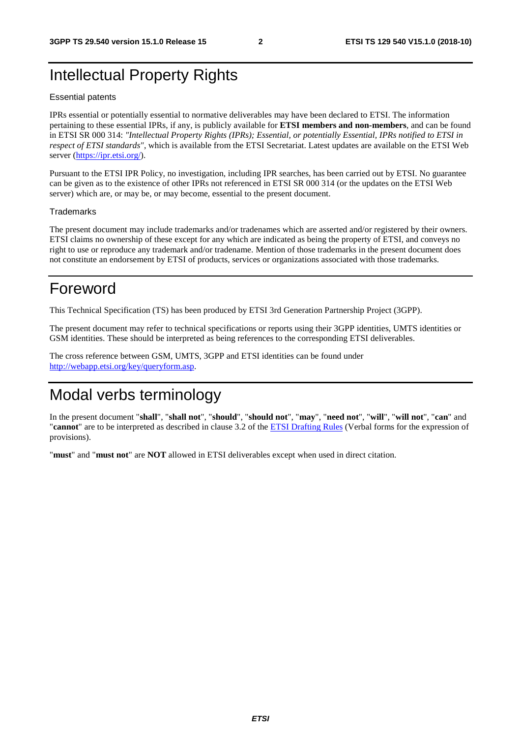# Intellectual Property Rights

Essential patents

IPRs essential or potentially essential to normative deliverables may have been declared to ETSI. The information pertaining to these essential IPRs, if any, is publicly available for **ETSI members and non-members**, and can be found in ETSI SR 000 314: *"Intellectual Property Rights (IPRs); Essential, or potentially Essential, IPRs notified to ETSI in respect of ETSI standards"*, which is available from the ETSI Secretariat. Latest updates are available on the ETSI Web server (https://ipr.etsi.org/).

Pursuant to the ETSI IPR Policy, no investigation, including IPR searches, has been carried out by ETSI. No guarantee can be given as to the existence of other IPRs not referenced in ETSI SR 000 314 (or the updates on the ETSI Web server) which are, or may be, or may become, essential to the present document.

Trademarks

The present document may include trademarks and/or tradenames which are asserted and/or registered by their owners. ETSI claims no ownership of these except for any which are indicated as being the property of ETSI, and conveys no right to use or reproduce any trademark and/or tradename. Mention of those trademarks in the present document does not constitute an endorsement by ETSI of products, services or organizations associated with those trademarks.

# Foreword

This Technical Specification (TS) has been produced by ETSI 3rd Generation Partnership Project (3GPP).

The present document may refer to technical specifications or reports using their 3GPP identities, UMTS identities or GSM identities. These should be interpreted as being references to the corresponding ETSI deliverables.

The cross reference between GSM, UMTS, 3GPP and ETSI identities can be found under http://webapp.etsi.org/key/queryform.asp.

# Modal verbs terminology

In the present document "**shall**", "**shall not**", "**should**", "**should not**", "**may**", "**need not**", "**will**", "**will not**", "**can**" and "**cannot**" are to be interpreted as described in clause 3.2 of the ETSI Drafting Rules (Verbal forms for the expression of provisions).

"**must**" and "**must not**" are **NOT** allowed in ETSI deliverables except when used in direct citation.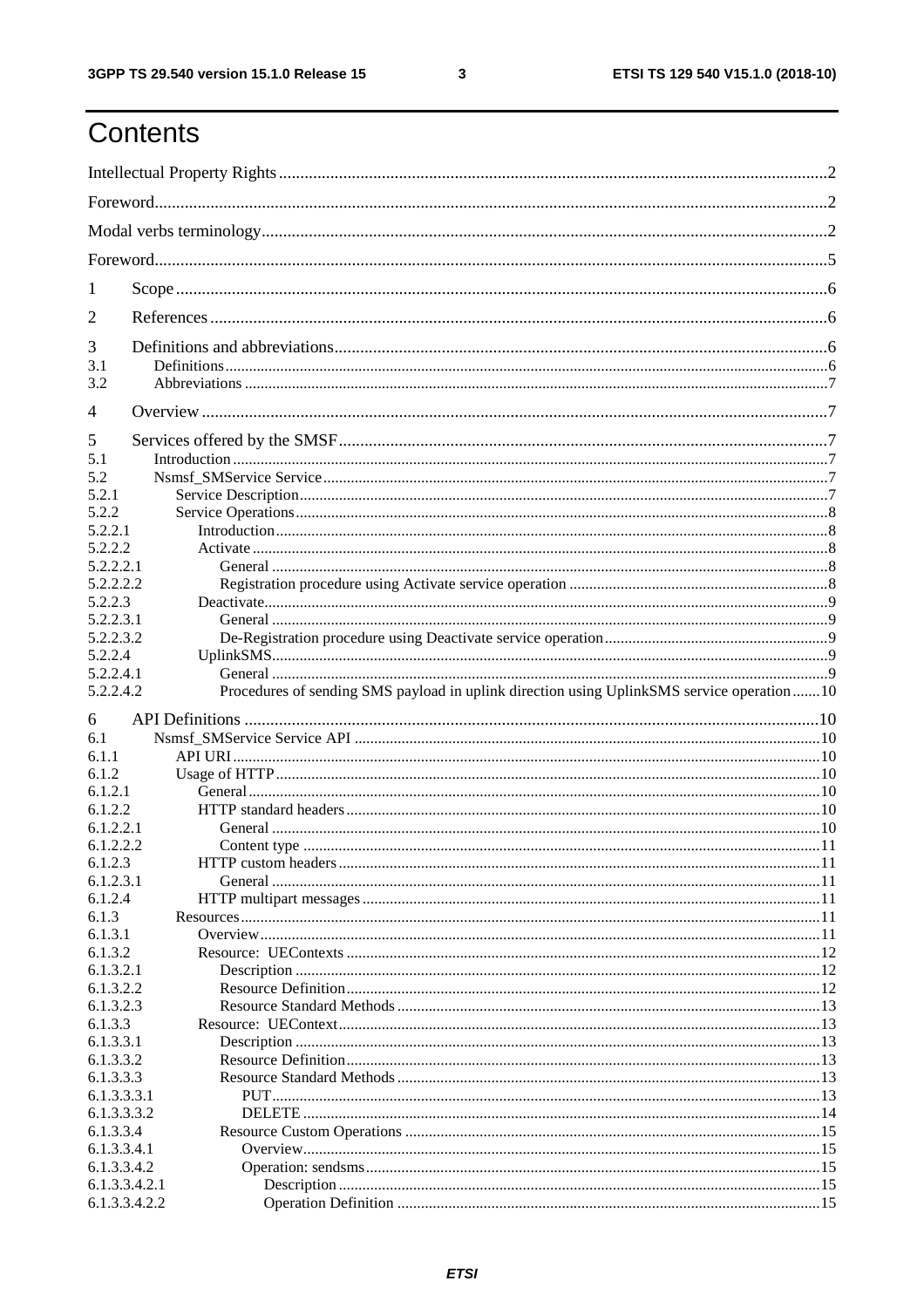# Contents

Intellectual Property Rights ........................................................................................................................2

Foreword........................................................................................................................................................2

Modal verbs terminology................................................................................................................................2

Foreword........................................................................................................................................................5

1 Scope ..........................................................................................................................................................6

2 References ..................................................................................................................................................6

3 Definitions and abbreviations......................................................................................................................6
3.1 Definitions..................................................................................................................................................6
3.2 Abbreviations .............................................................................................................................................7

4 Overview ....................................................................................................................................................7

5 Services offered by the SMSF.....................................................................................................................7
5.1 Introduction ................................................................................................................................................7
5.2 Nsmsf_SMService Service ..........................................................................................................................7
5.2.1 Service Description...................................................................................................................................7
5.2.2 Service Operations....................................................................................................................................8
5.2.2.1 Introduction............................................................................................................................................8
5.2.2.2 Activate ..................................................................................................................................................8
5.2.2.2.1 General ...............................................................................................................................................8
5.2.2.2.2 Registration procedure using Activate service operation ....................................................................8
5.2.2.3 Deactivate................................................................................................................................................9
5.2.2.3.1 General ...............................................................................................................................................9
5.2.2.3.2 De-Registration procedure using Deactivate service operation...........................................................9
5.2.2.4 UplinkSMS...............................................................................................................................................9
5.2.2.4.1 General ...............................................................................................................................................9
5.2.2.4.2 Procedures of sending SMS payload in uplink direction using UplinkSMS service operation.......10

6 API Definitions ..........................................................................................................................................10
6.1 Nsmsf_SMService Service API ..................................................................................................................10
6.1.1 API URI...................................................................................................................................................10
6.1.2 Usage of HTTP........................................................................................................................................10
6.1.2.1 General..................................................................................................................................................10
6.1.2.2 HTTP standard headers..........................................................................................................................10
6.1.2.2.1 General ..............................................................................................................................................10
6.1.2.2.2 Content type .......................................................................................................................................11
6.1.2.3 HTTP custom headers ............................................................................................................................11
6.1.2.3.1 General ..............................................................................................................................................11
6.1.2.4 HTTP multipart messages .......................................................................................................................11
6.1.3 Resources.................................................................................................................................................11
6.1.3.1 Overview................................................................................................................................................11
6.1.3.2 Resource: UEContexts ...........................................................................................................................12
6.1.3.2.1 Description .........................................................................................................................................12
6.1.3.2.2 Resource Definition.............................................................................................................................12
6.1.3.2.3 Resource Standard Methods ...............................................................................................................13
6.1.3.3 Resource: UEContext.............................................................................................................................13
6.1.3.3.1 Description .........................................................................................................................................13
6.1.3.3.2 Resource Definition.............................................................................................................................13
6.1.3.3.3 Resource Standard Methods ...............................................................................................................13
6.1.3.3.3.1 PUT.................................................................................................................................................13
6.1.3.3.3.2 DELETE ..........................................................................................................................................14
6.1.3.3.4 Resource Custom Operations .............................................................................................................15
6.1.3.3.4.1 Overview..........................................................................................................................................15
6.1.3.3.4.2 Operation: sendsms...........................................................................................................................15
6.1.3.3.4.2.1 Description ....................................................................................................................................15
6.1.3.3.4.2.2 Operation Definition ......................................................................................................................15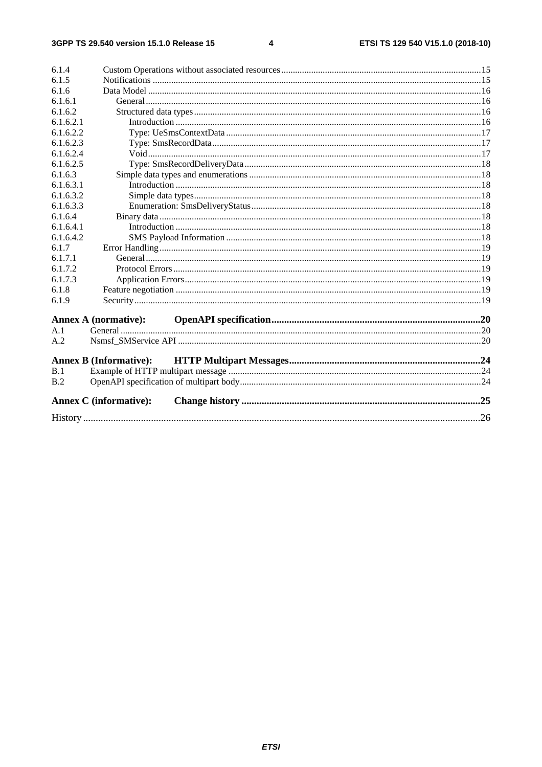6.1.4 Custom Operations without associated resources ... 15
6.1.5 Notifications ... 15
6.1.6 Data Model ... 16
6.1.6.1 General ... 16
6.1.6.2 Structured data types ... 16
6.1.6.2.1 Introduction ... 16
6.1.6.2.2 Type: UeSmsContextData ... 17
6.1.6.2.3 Type: SmsRecordData ... 17
6.1.6.2.4 Void ... 17
6.1.6.2.5 Type: SmsRecordDeliveryData ... 18
6.1.6.3 Simple data types and enumerations ... 18
6.1.6.3.1 Introduction ... 18
6.1.6.3.2 Simple data types ... 18
6.1.6.3.3 Enumeration: SmsDeliveryStatus ... 18
6.1.6.4 Binary data ... 18
6.1.6.4.1 Introduction ... 18
6.1.6.4.2 SMS Payload Information ... 18
6.1.7 Error Handling ... 19
6.1.7.1 General ... 19
6.1.7.2 Protocol Errors ... 19
6.1.7.3 Application Errors ... 19
6.1.8 Feature negotiation ... 19
6.1.9 Security ... 19

**Annex A (normative): OpenAPI specification ... 20**

A.1 General ... 20
A.2 Nsmsf_SMService API ... 20

**Annex B (Informative): HTTP Multipart Messages ... 24**

B.1 Example of HTTP multipart message ... 24
B.2 OpenAPI specification of multipart body ... 24

**Annex C (informative): Change history ... 25**

History ... 26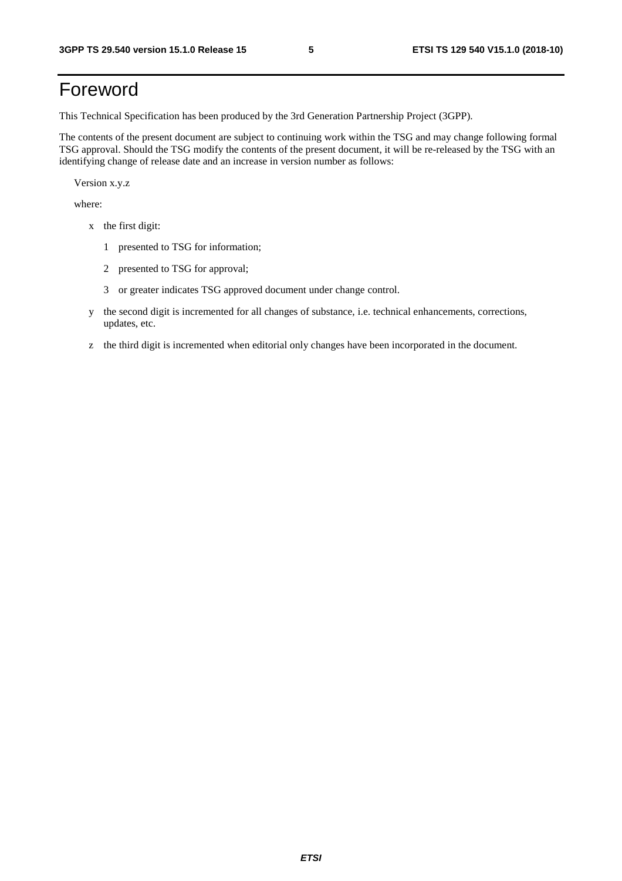# Foreword

This Technical Specification has been produced by the 3rd Generation Partnership Project (3GPP).

The contents of the present document are subject to continuing work within the TSG and may change following formal TSG approval. Should the TSG modify the contents of the present document, it will be re-released by the TSG with an identifying change of release date and an increase in version number as follows:

Version x.y.z

where:

- x the first digit:
  - 1 presented to TSG for information;
  - 2 presented to TSG for approval;
  - 3 or greater indicates TSG approved document under change control.
- y the second digit is incremented for all changes of substance, i.e. technical enhancements, corrections, updates, etc.
- z the third digit is incremented when editorial only changes have been incorporated in the document.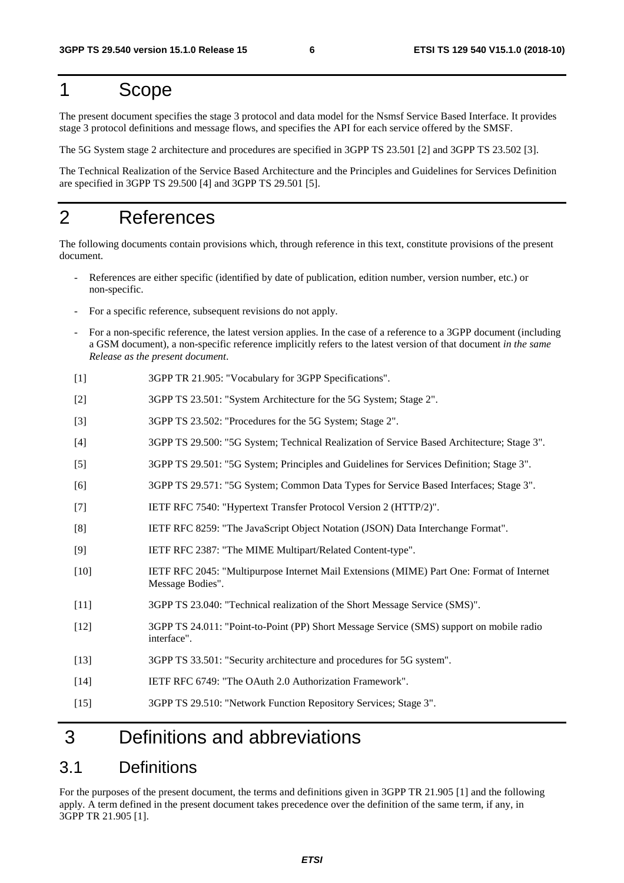# 1 Scope

The present document specifies the stage 3 protocol and data model for the Nsmsf Service Based Interface. It provides stage 3 protocol definitions and message flows, and specifies the API for each service offered by the SMSF.

The 5G System stage 2 architecture and procedures are specified in 3GPP TS 23.501 [2] and 3GPP TS 23.502 [3].

The Technical Realization of the Service Based Architecture and the Principles and Guidelines for Services Definition are specified in 3GPP TS 29.500 [4] and 3GPP TS 29.501 [5].

# 2 References

The following documents contain provisions which, through reference in this text, constitute provisions of the present document.

- References are either specific (identified by date of publication, edition number, version number, etc.) or non-specific.
- For a specific reference, subsequent revisions do not apply.
- For a non-specific reference, the latest version applies. In the case of a reference to a 3GPP document (including a GSM document), a non-specific reference implicitly refers to the latest version of that document *in the same Release as the present document*.

[1] 3GPP TR 21.905: "Vocabulary for 3GPP Specifications".

[2] 3GPP TS 23.501: "System Architecture for the 5G System; Stage 2".

[3] 3GPP TS 23.502: "Procedures for the 5G System; Stage 2".

[4] 3GPP TS 29.500: "5G System; Technical Realization of Service Based Architecture; Stage 3".

[5] 3GPP TS 29.501: "5G System; Principles and Guidelines for Services Definition; Stage 3".

[6] 3GPP TS 29.571: "5G System; Common Data Types for Service Based Interfaces; Stage 3".

[7] IETF RFC 7540: "Hypertext Transfer Protocol Version 2 (HTTP/2)".

[8] IETF RFC 8259: "The JavaScript Object Notation (JSON) Data Interchange Format".

[9] IETF RFC 2387: "The MIME Multipart/Related Content-type".

[10] IETF RFC 2045: "Multipurpose Internet Mail Extensions (MIME) Part One: Format of Internet Message Bodies".

[11] 3GPP TS 23.040: "Technical realization of the Short Message Service (SMS)".

[12] 3GPP TS 24.011: "Point-to-Point (PP) Short Message Service (SMS) support on mobile radio interface".

[13] 3GPP TS 33.501: "Security architecture and procedures for 5G system".

[14] IETF RFC 6749: "The OAuth 2.0 Authorization Framework".

[15] 3GPP TS 29.510: "Network Function Repository Services; Stage 3".

# 3 Definitions and abbreviations

## 3.1 Definitions

For the purposes of the present document, the terms and definitions given in 3GPP TR 21.905 [1] and the following apply. A term defined in the present document takes precedence over the definition of the same term, if any, in 3GPP TR 21.905 [1].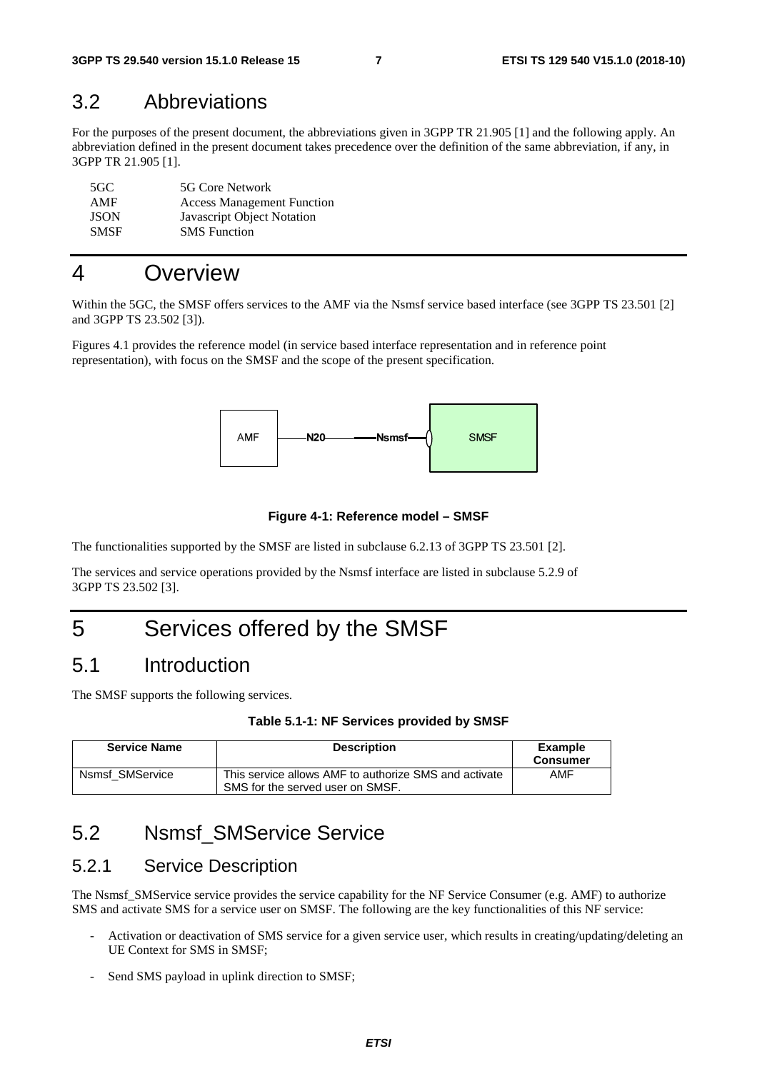## 3.2 Abbreviations

For the purposes of the present document, the abbreviations given in 3GPP TR 21.905 [1] and the following apply. An abbreviation defined in the present document takes precedence over the definition of the same abbreviation, if any, in 3GPP TR 21.905 [1].

| | |
|---|---|
| 5GC | 5G Core Network |
| AMF | Access Management Function |
| JSON | Javascript Object Notation |
| SMSF | SMS Function |

# 4 Overview

Within the 5GC, the SMSF offers services to the AMF via the Nsmsf service based interface (see 3GPP TS 23.501 [2] and 3GPP TS 23.502 [3]).

Figures 4.1 provides the reference model (in service based interface representation and in reference point representation), with focus on the SMSF and the scope of the present specification.

AMF —N20— —Nsmsf— SMSF

**Figure 4-1: Reference model – SMSF**

The functionalities supported by the SMSF are listed in subclause 6.2.13 of 3GPP TS 23.501 [2].

The services and service operations provided by the Nsmsf interface are listed in subclause 5.2.9 of 3GPP TS 23.502 [3].

# 5 Services offered by the SMSF

## 5.1 Introduction

The SMSF supports the following services.

**Table 5.1-1: NF Services provided by SMSF**

| Service Name | Description | Example Consumer |
|---|---|---|
| Nsmsf_SMService | This service allows AMF to authorize SMS and activate SMS for the served user on SMSF. | AMF |

## 5.2 Nsmsf_SMService Service

### 5.2.1 Service Description

The Nsmsf_SMService service provides the service capability for the NF Service Consumer (e.g. AMF) to authorize SMS and activate SMS for a service user on SMSF. The following are the key functionalities of this NF service:

- Activation or deactivation of SMS service for a given service user, which results in creating/updating/deleting an UE Context for SMS in SMSF;
- Send SMS payload in uplink direction to SMSF;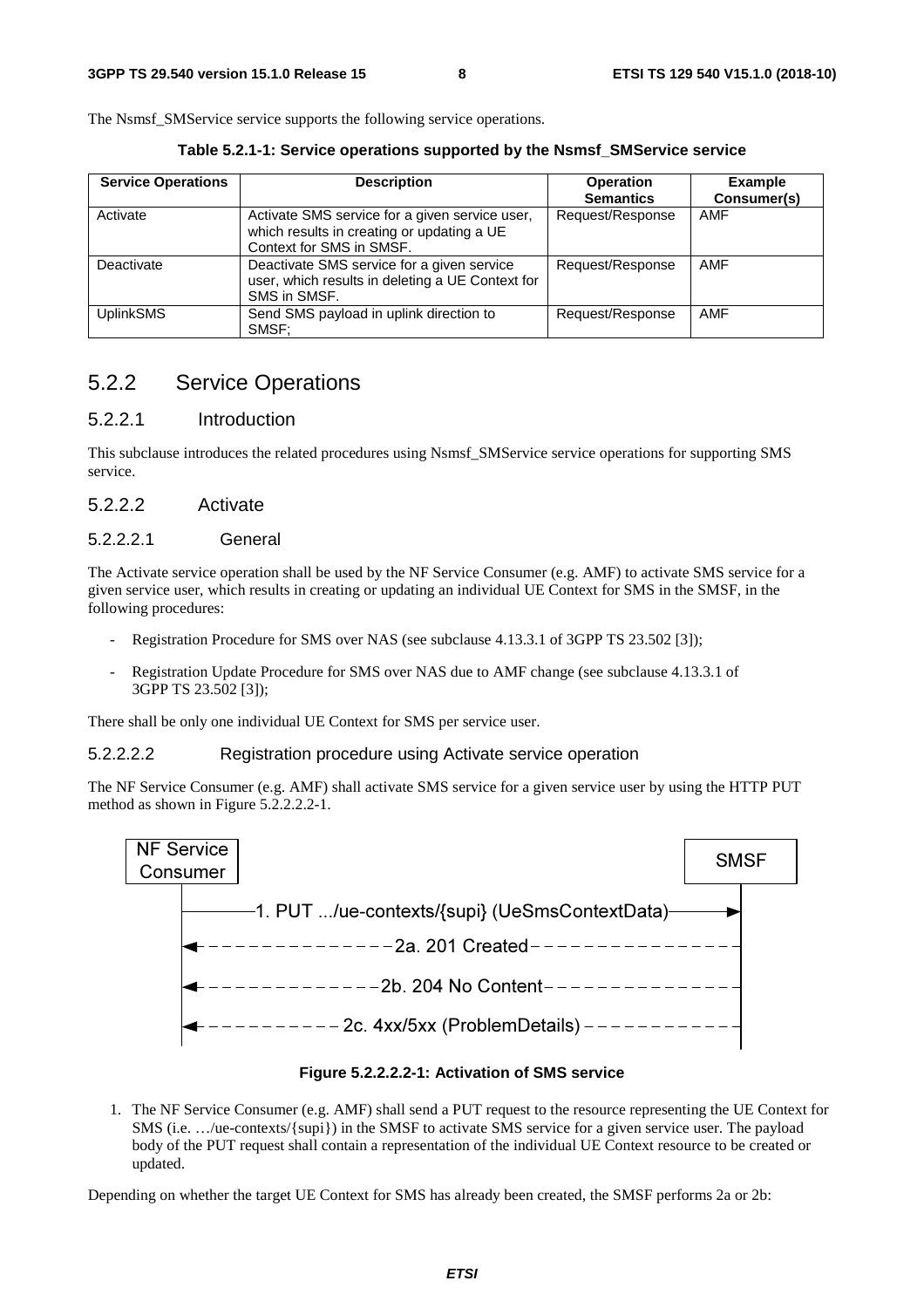The Nsmsf_SMService service supports the following service operations.

**Table 5.2.1-1: Service operations supported by the Nsmsf_SMService service**

| Service Operations | Description | Operation Semantics | Example Consumer(s) |
|---|---|---|---|
| Activate | Activate SMS service for a given service user, which results in creating or updating a UE Context for SMS in SMSF. | Request/Response | AMF |
| Deactivate | Deactivate SMS service for a given service user, which results in deleting a UE Context for SMS in SMSF. | Request/Response | AMF |
| UplinkSMS | Send SMS payload in uplink direction to SMSF; | Request/Response | AMF |

## 5.2.2 Service Operations

### 5.2.2.1 Introduction

This subclause introduces the related procedures using Nsmsf_SMService service operations for supporting SMS service.

### 5.2.2.2 Activate

#### 5.2.2.2.1 General

The Activate service operation shall be used by the NF Service Consumer (e.g. AMF) to activate SMS service for a given service user, which results in creating or updating an individual UE Context for SMS in the SMSF, in the following procedures:

- Registration Procedure for SMS over NAS (see subclause 4.13.3.1 of 3GPP TS 23.502 [3]);
- Registration Update Procedure for SMS over NAS due to AMF change (see subclause 4.13.3.1 of 3GPP TS 23.502 [3]);

There shall be only one individual UE Context for SMS per service user.

#### 5.2.2.2.2 Registration procedure using Activate service operation

The NF Service Consumer (e.g. AMF) shall activate SMS service for a given service user by using the HTTP PUT method as shown in Figure 5.2.2.2.2-1.

NF Service Consumer → SMSF: 1. PUT .../ue-contexts/{supi} (UeSmsContextData)

SMSF → NF Service Consumer: 2a. 201 Created

SMSF → NF Service Consumer: 2b. 204 No Content

SMSF → NF Service Consumer: 2c. 4xx/5xx (ProblemDetails)

**Figure 5.2.2.2.2-1: Activation of SMS service**

1. The NF Service Consumer (e.g. AMF) shall send a PUT request to the resource representing the UE Context for SMS (i.e. …/ue-contexts/{supi}) in the SMSF to activate SMS service for a given service user. The payload body of the PUT request shall contain a representation of the individual UE Context resource to be created or updated.

Depending on whether the target UE Context for SMS has already been created, the SMSF performs 2a or 2b: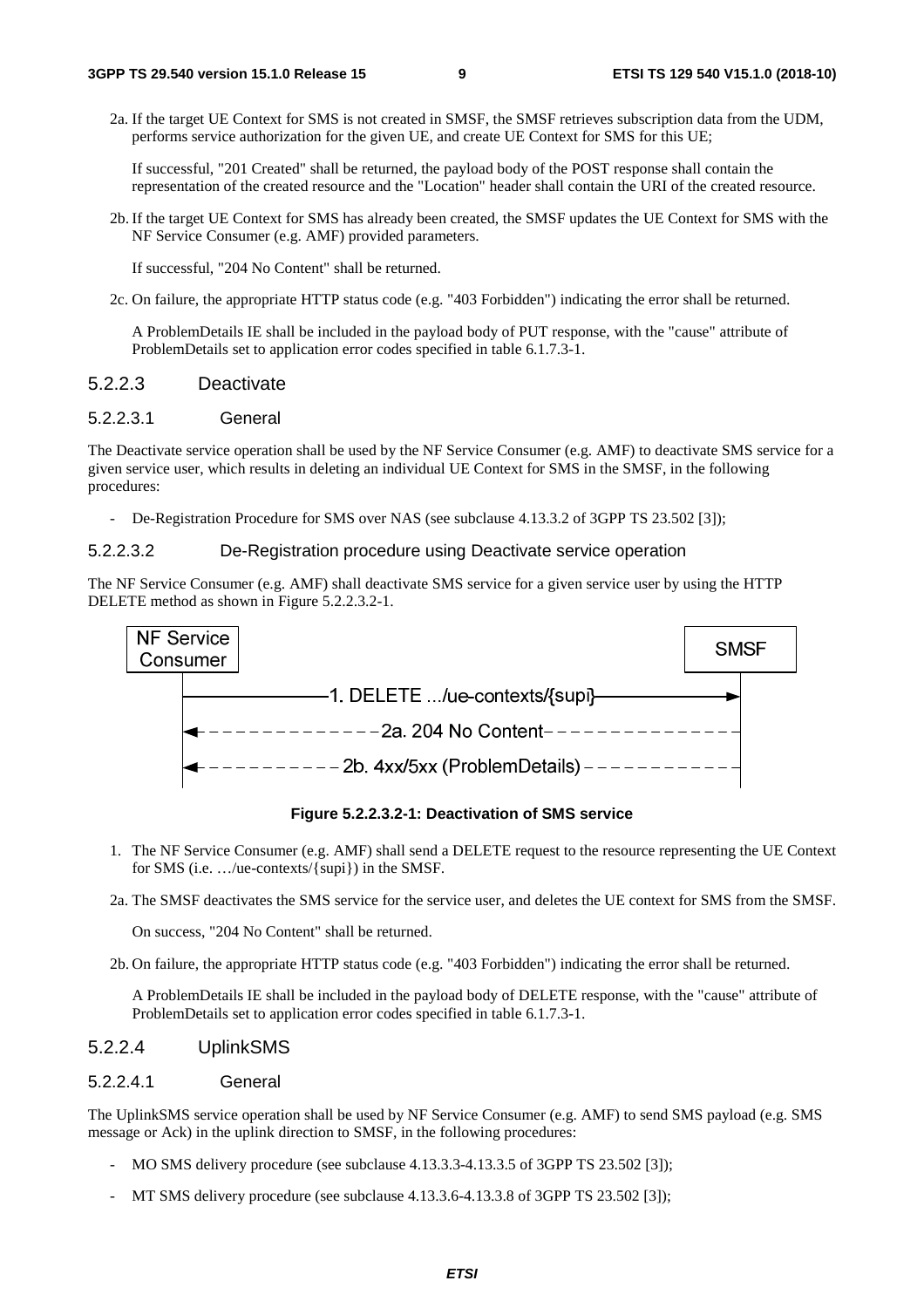2a. If the target UE Context for SMS is not created in SMSF, the SMSF retrieves subscription data from the UDM, performs service authorization for the given UE, and create UE Context for SMS for this UE;

If successful, "201 Created" shall be returned, the payload body of the POST response shall contain the representation of the created resource and the "Location" header shall contain the URI of the created resource.

2b. If the target UE Context for SMS has already been created, the SMSF updates the UE Context for SMS with the NF Service Consumer (e.g. AMF) provided parameters.

If successful, "204 No Content" shall be returned.

2c. On failure, the appropriate HTTP status code (e.g. "403 Forbidden") indicating the error shall be returned.

A ProblemDetails IE shall be included in the payload body of PUT response, with the "cause" attribute of ProblemDetails set to application error codes specified in table 6.1.7.3-1.

#### 5.2.2.3 Deactivate

##### 5.2.2.3.1 General

The Deactivate service operation shall be used by the NF Service Consumer (e.g. AMF) to deactivate SMS service for a given service user, which results in deleting an individual UE Context for SMS in the SMSF, in the following procedures:

- De-Registration Procedure for SMS over NAS (see subclause 4.13.3.2 of 3GPP TS 23.502 [3]);

##### 5.2.2.3.2 De-Registration procedure using Deactivate service operation

The NF Service Consumer (e.g. AMF) shall deactivate SMS service for a given service user by using the HTTP DELETE method as shown in Figure 5.2.2.3.2-1.

```
NF Service Consumer                                   SMSF
        |                                               |
        |------- 1. DELETE .../ue-contexts/{supi} ----->|
        |<- - - - - - - 2a. 204 No Content - - - - - - -|
        |<- - - - - 2b. 4xx/5xx (ProblemDetails) - - - -|
```

**Figure 5.2.2.3.2-1: Deactivation of SMS service**

1. The NF Service Consumer (e.g. AMF) shall send a DELETE request to the resource representing the UE Context for SMS (i.e. …/ue-contexts/{supi}) in the SMSF.

2a. The SMSF deactivates the SMS service for the service user, and deletes the UE context for SMS from the SMSF.

On success, "204 No Content" shall be returned.

2b. On failure, the appropriate HTTP status code (e.g. "403 Forbidden") indicating the error shall be returned.

A ProblemDetails IE shall be included in the payload body of DELETE response, with the "cause" attribute of ProblemDetails set to application error codes specified in table 6.1.7.3-1.

#### 5.2.2.4 UplinkSMS

##### 5.2.2.4.1 General

The UplinkSMS service operation shall be used by NF Service Consumer (e.g. AMF) to send SMS payload (e.g. SMS message or Ack) in the uplink direction to SMSF, in the following procedures:

- MO SMS delivery procedure (see subclause 4.13.3.3-4.13.3.5 of 3GPP TS 23.502 [3]);
- MT SMS delivery procedure (see subclause 4.13.3.6-4.13.3.8 of 3GPP TS 23.502 [3]);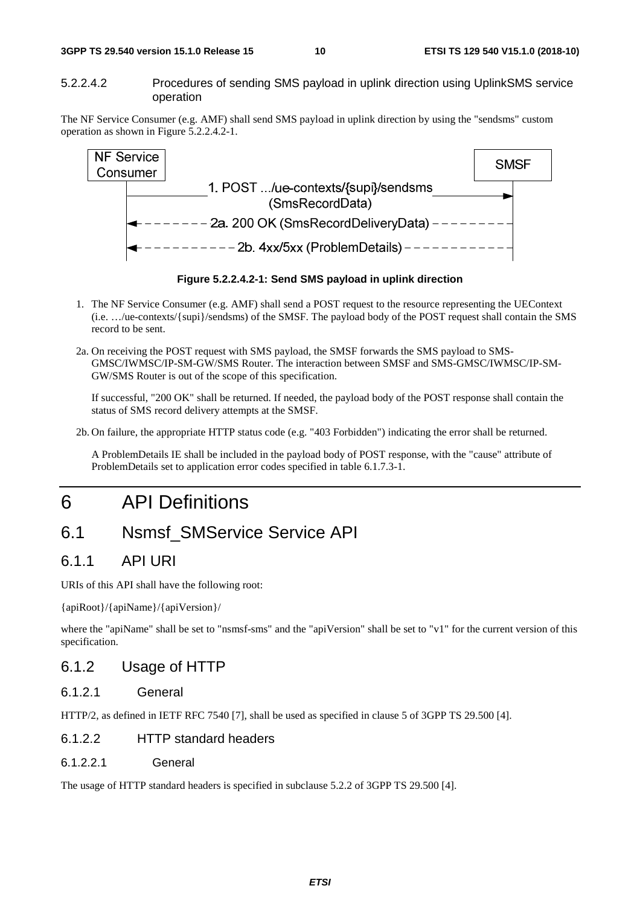#### 5.2.2.4.2 Procedures of sending SMS payload in uplink direction using UplinkSMS service operation

The NF Service Consumer (e.g. AMF) shall send SMS payload in uplink direction by using the "sendsms" custom operation as shown in Figure 5.2.2.4.2-1.

**Figure 5.2.2.4.2-1: Send SMS payload in uplink direction**

1. The NF Service Consumer (e.g. AMF) shall send a POST request to the resource representing the UEContext (i.e. …/ue-contexts/{supi}/sendsms) of the SMSF. The payload body of the POST request shall contain the SMS record to be sent.

2a. On receiving the POST request with SMS payload, the SMSF forwards the SMS payload to SMS-GMSC/IWMSC/IP-SM-GW/SMS Router. The interaction between SMSF and SMS-GMSC/IWMSC/IP-SM-GW/SMS Router is out of the scope of this specification.

If successful, "200 OK" shall be returned. If needed, the payload body of the POST response shall contain the status of SMS record delivery attempts at the SMSF.

2b. On failure, the appropriate HTTP status code (e.g. "403 Forbidden") indicating the error shall be returned.

A ProblemDetails IE shall be included in the payload body of POST response, with the "cause" attribute of ProblemDetails set to application error codes specified in table 6.1.7.3-1.

# 6 API Definitions

## 6.1 Nsmsf_SMService Service API

### 6.1.1 API URI

URIs of this API shall have the following root:

{apiRoot}/{apiName}/{apiVersion}/

where the "apiName" shall be set to "nsmsf-sms" and the "apiVersion" shall be set to "v1" for the current version of this specification.

### 6.1.2 Usage of HTTP

#### 6.1.2.1 General

HTTP/2, as defined in IETF RFC 7540 [7], shall be used as specified in clause 5 of 3GPP TS 29.500 [4].

#### 6.1.2.2 HTTP standard headers

##### 6.1.2.2.1 General

The usage of HTTP standard headers is specified in subclause 5.2.2 of 3GPP TS 29.500 [4].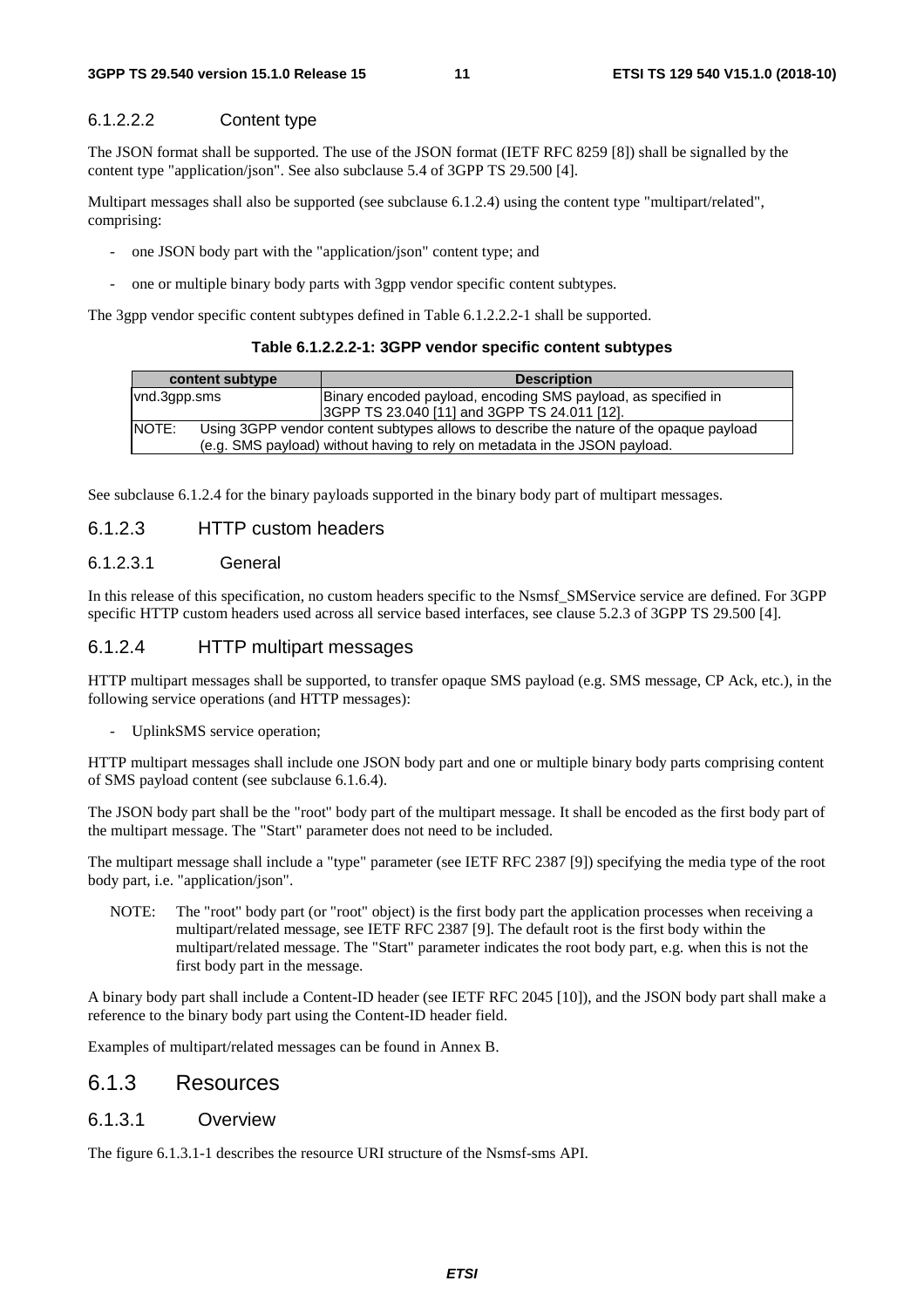#### 6.1.2.2.2 Content type

The JSON format shall be supported. The use of the JSON format (IETF RFC 8259 [8]) shall be signalled by the content type "application/json". See also subclause 5.4 of 3GPP TS 29.500 [4].

Multipart messages shall also be supported (see subclause 6.1.2.4) using the content type "multipart/related", comprising:

- one JSON body part with the "application/json" content type; and
- one or multiple binary body parts with 3gpp vendor specific content subtypes.

The 3gpp vendor specific content subtypes defined in Table 6.1.2.2.2-1 shall be supported.

**Table 6.1.2.2.2-1: 3GPP vendor specific content subtypes**

| content subtype | Description |
| --- | --- |
| vnd.3gpp.sms | Binary encoded payload, encoding SMS payload, as specified in 3GPP TS 23.040 [11] and 3GPP TS 24.011 [12]. |
| NOTE: Using 3GPP vendor content subtypes allows to describe the nature of the opaque payload (e.g. SMS payload) without having to rely on metadata in the JSON payload. | |

See subclause 6.1.2.4 for the binary payloads supported in the binary body part of multipart messages.

### 6.1.2.3 HTTP custom headers

#### 6.1.2.3.1 General

In this release of this specification, no custom headers specific to the Nsmsf_SMService service are defined. For 3GPP specific HTTP custom headers used across all service based interfaces, see clause 5.2.3 of 3GPP TS 29.500 [4].

### 6.1.2.4 HTTP multipart messages

HTTP multipart messages shall be supported, to transfer opaque SMS payload (e.g. SMS message, CP Ack, etc.), in the following service operations (and HTTP messages):

- UplinkSMS service operation;

HTTP multipart messages shall include one JSON body part and one or multiple binary body parts comprising content of SMS payload content (see subclause 6.1.6.4).

The JSON body part shall be the "root" body part of the multipart message. It shall be encoded as the first body part of the multipart message. The "Start" parameter does not need to be included.

The multipart message shall include a "type" parameter (see IETF RFC 2387 [9]) specifying the media type of the root body part, i.e. "application/json".

NOTE: The "root" body part (or "root" object) is the first body part the application processes when receiving a multipart/related message, see IETF RFC 2387 [9]. The default root is the first body within the multipart/related message. The "Start" parameter indicates the root body part, e.g. when this is not the first body part in the message.

A binary body part shall include a Content-ID header (see IETF RFC 2045 [10]), and the JSON body part shall make a reference to the binary body part using the Content-ID header field.

Examples of multipart/related messages can be found in Annex B.

## 6.1.3 Resources

### 6.1.3.1 Overview

The figure 6.1.3.1-1 describes the resource URI structure of the Nsmsf-sms API.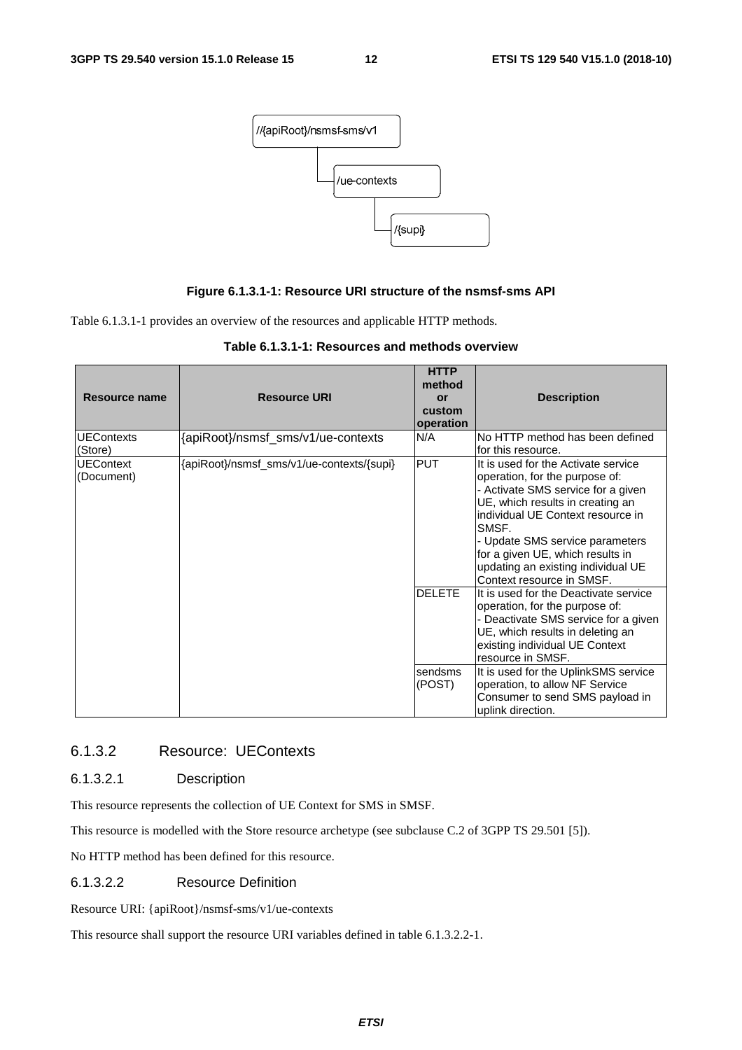//{apiRoot}/nsmsf-sms/v1

/ue-contexts

/{supi}

**Figure 6.1.3.1-1: Resource URI structure of the nsmsf-sms API**

Table 6.1.3.1-1 provides an overview of the resources and applicable HTTP methods.

**Table 6.1.3.1-1: Resources and methods overview**

| Resource name | Resource URI | HTTP method or custom operation | Description |
|---|---|---|---|
| UEContexts (Store) | {apiRoot}/nsmsf_sms/v1/ue-contexts | N/A | No HTTP method has been defined for this resource. |
| UEContext (Document) | {apiRoot}/nsmsf_sms/v1/ue-contexts/{supi} | PUT | It is used for the Activate service operation, for the purpose of:<br>- Activate SMS service for a given UE, which results in creating an individual UE Context resource in SMSF.<br>- Update SMS service parameters for a given UE, which results in updating an existing individual UE Context resource in SMSF. |
| | | DELETE | It is used for the Deactivate service operation, for the purpose of:<br>- Deactivate SMS service for a given UE, which results in deleting an existing individual UE Context resource in SMSF. |
| | | sendsms (POST) | It is used for the UplinkSMS service operation, to allow NF Service Consumer to send SMS payload in uplink direction. |

### 6.1.3.2 Resource: UEContexts

#### 6.1.3.2.1 Description

This resource represents the collection of UE Context for SMS in SMSF.

This resource is modelled with the Store resource archetype (see subclause C.2 of 3GPP TS 29.501 [5]).

No HTTP method has been defined for this resource.

#### 6.1.3.2.2 Resource Definition

Resource URI: {apiRoot}/nsmsf-sms/v1/ue-contexts

This resource shall support the resource URI variables defined in table 6.1.3.2.2-1.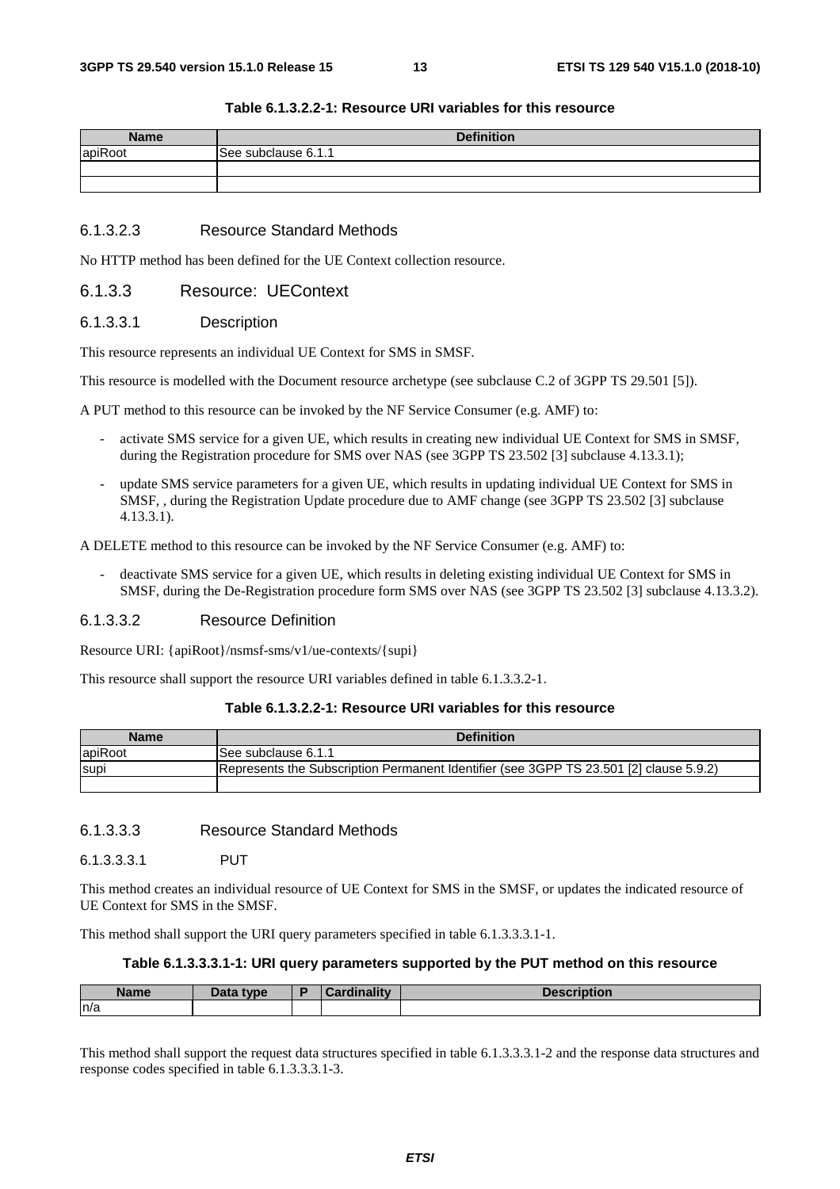**Table 6.1.3.2.2-1: Resource URI variables for this resource**

| Name | Definition |
|---|---|
| apiRoot | See subclause 6.1.1 |
| | |
| | |

#### 6.1.3.2.3 Resource Standard Methods

No HTTP method has been defined for the UE Context collection resource.

### 6.1.3.3 Resource: UEContext

#### 6.1.3.3.1 Description

This resource represents an individual UE Context for SMS in SMSF.

This resource is modelled with the Document resource archetype (see subclause C.2 of 3GPP TS 29.501 [5]).

A PUT method to this resource can be invoked by the NF Service Consumer (e.g. AMF) to:

- activate SMS service for a given UE, which results in creating new individual UE Context for SMS in SMSF, during the Registration procedure for SMS over NAS (see 3GPP TS 23.502 [3] subclause 4.13.3.1);
- update SMS service parameters for a given UE, which results in updating individual UE Context for SMS in SMSF, , during the Registration Update procedure due to AMF change (see 3GPP TS 23.502 [3] subclause 4.13.3.1).

A DELETE method to this resource can be invoked by the NF Service Consumer (e.g. AMF) to:

- deactivate SMS service for a given UE, which results in deleting existing individual UE Context for SMS in SMSF, during the De-Registration procedure form SMS over NAS (see 3GPP TS 23.502 [3] subclause 4.13.3.2).

#### 6.1.3.3.2 Resource Definition

Resource URI: {apiRoot}/nsmsf-sms/v1/ue-contexts/{supi}

This resource shall support the resource URI variables defined in table 6.1.3.3.2-1.

**Table 6.1.3.2.2-1: Resource URI variables for this resource**

| Name | Definition |
|---|---|
| apiRoot | See subclause 6.1.1 |
| supi | Represents the Subscription Permanent Identifier (see 3GPP TS 23.501 [2] clause 5.9.2) |
| | |

#### 6.1.3.3.3 Resource Standard Methods

##### 6.1.3.3.3.1 PUT

This method creates an individual resource of UE Context for SMS in the SMSF, or updates the indicated resource of UE Context for SMS in the SMSF.

This method shall support the URI query parameters specified in table 6.1.3.3.3.1-1.

**Table 6.1.3.3.3.1-1: URI query parameters supported by the PUT method on this resource**

| Name | Data type | P | Cardinality | Description |
|---|---|---|---|---|
| n/a | | | | |

This method shall support the request data structures specified in table 6.1.3.3.3.1-2 and the response data structures and response codes specified in table 6.1.3.3.3.1-3.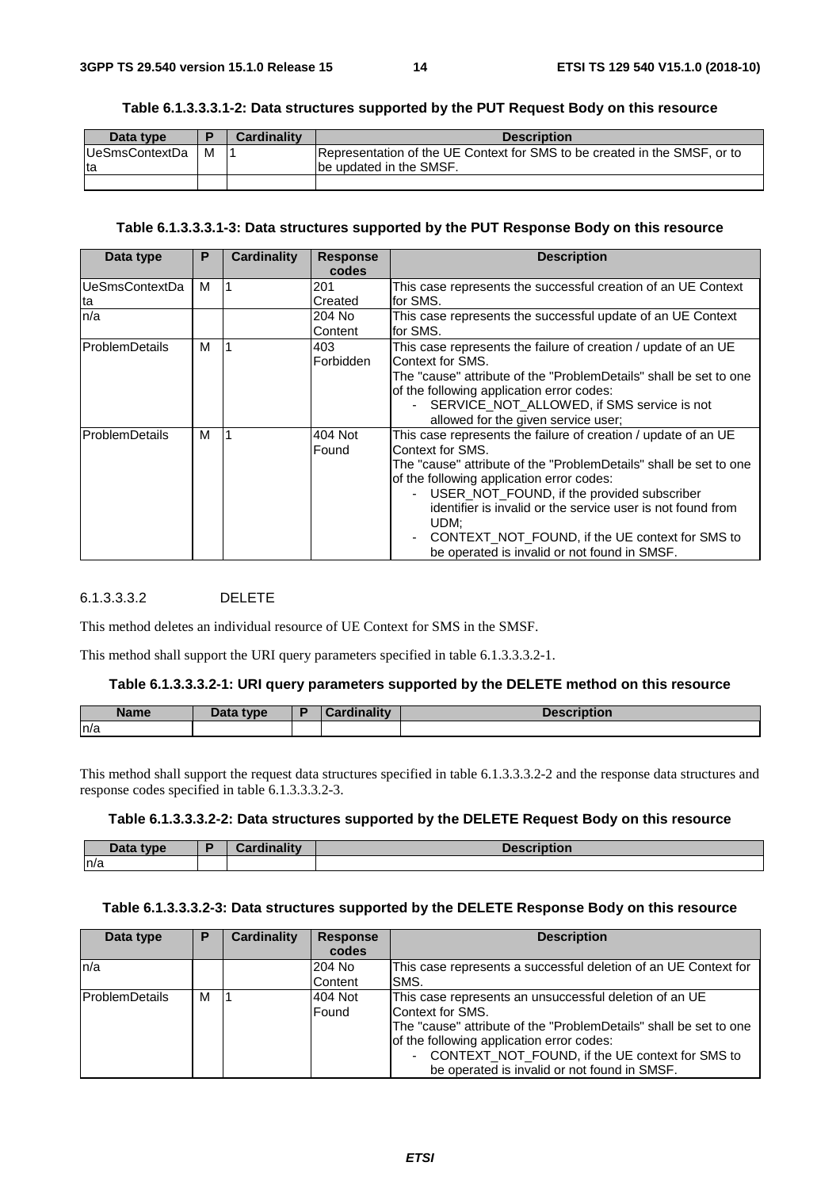**Table 6.1.3.3.3.1-2: Data structures supported by the PUT Request Body on this resource**

| Data type | P | Cardinality | Description |
|---|---|---|---|
| UeSmsContextData | M | 1 | Representation of the UE Context for SMS to be created in the SMSF, or to be updated in the SMSF. |
| | | | |

**Table 6.1.3.3.3.1-3: Data structures supported by the PUT Response Body on this resource**

| Data type | P | Cardinality | Response codes | Description |
|---|---|---|---|---|
| UeSmsContextData | M | 1 | 201 Created | This case represents the successful creation of an UE Context for SMS. |
| n/a | | | 204 No Content | This case represents the successful update of an UE Context for SMS. |
| ProblemDetails | M | 1 | 403 Forbidden | This case represents the failure of creation / update of an UE Context for SMS.<br>The "cause" attribute of the "ProblemDetails" shall be set to one of the following application error codes:<br>- SERVICE_NOT_ALLOWED, if SMS service is not allowed for the given service user; |
| ProblemDetails | M | 1 | 404 Not Found | This case represents the failure of creation / update of an UE Context for SMS.<br>The "cause" attribute of the "ProblemDetails" shall be set to one of the following application error codes:<br>- USER_NOT_FOUND, if the provided subscriber identifier is invalid or the service user is not found from UDM;<br>- CONTEXT_NOT_FOUND, if the UE context for SMS to be operated is invalid or not found in SMSF. |

##### 6.1.3.3.3.2 DELETE

This method deletes an individual resource of UE Context for SMS in the SMSF.

This method shall support the URI query parameters specified in table 6.1.3.3.3.2-1.

**Table 6.1.3.3.3.2-1: URI query parameters supported by the DELETE method on this resource**

| Name | Data type | P | Cardinality | Description |
|---|---|---|---|---|
| n/a | | | | |

This method shall support the request data structures specified in table 6.1.3.3.3.2-2 and the response data structures and response codes specified in table 6.1.3.3.3.2-3.

**Table 6.1.3.3.3.2-2: Data structures supported by the DELETE Request Body on this resource**

| Data type | P | Cardinality | Description |
|---|---|---|---|
| n/a | | | |

**Table 6.1.3.3.3.2-3: Data structures supported by the DELETE Response Body on this resource**

| Data type | P | Cardinality | Response codes | Description |
|---|---|---|---|---|
| n/a | | | 204 No Content | This case represents a successful deletion of an UE Context for SMS. |
| ProblemDetails | M | 1 | 404 Not Found | This case represents an unsuccessful deletion of an UE Context for SMS.<br>The "cause" attribute of the "ProblemDetails" shall be set to one of the following application error codes:<br>- CONTEXT_NOT_FOUND, if the UE context for SMS to be operated is invalid or not found in SMSF. |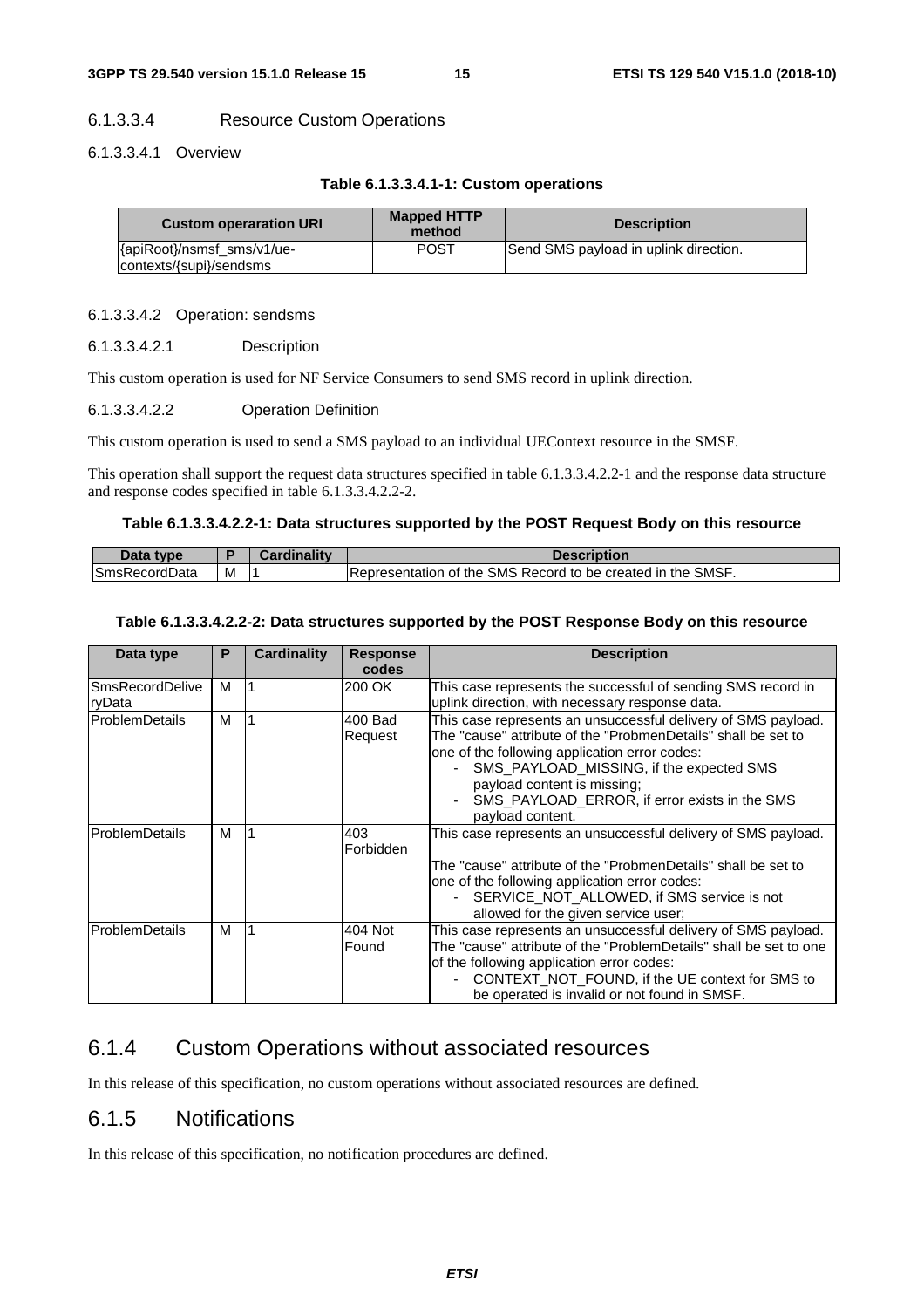#### 6.1.3.3.4 Resource Custom Operations

##### 6.1.3.3.4.1 Overview

**Table 6.1.3.3.4.1-1: Custom operations**

| Custom operaration URI | Mapped HTTP method | Description |
| --- | --- | --- |
| {apiRoot}/nsmsf_sms/v1/ue-contexts/{supi}/sendsms | POST | Send SMS payload in uplink direction. |

##### 6.1.3.3.4.2 Operation: sendsms

###### 6.1.3.3.4.2.1 Description

This custom operation is used for NF Service Consumers to send SMS record in uplink direction.

###### 6.1.3.3.4.2.2 Operation Definition

This custom operation is used to send a SMS payload to an individual UEContext resource in the SMSF.

This operation shall support the request data structures specified in table 6.1.3.3.4.2.2-1 and the response data structure and response codes specified in table 6.1.3.3.4.2.2-2.

**Table 6.1.3.3.4.2.2-1: Data structures supported by the POST Request Body on this resource**

| Data type | P | Cardinality | Description |
| --- | --- | --- | --- |
| SmsRecordData | M | 1 | Representation of the SMS Record to be created in the SMSF. |

**Table 6.1.3.3.4.2.2-2: Data structures supported by the POST Response Body on this resource**

| Data type | P | Cardinality | Response codes | Description |
| --- | --- | --- | --- | --- |
| SmsRecordDeliveryData | M | 1 | 200 OK | This case represents the successful of sending SMS record in uplink direction, with necessary response data. |
| ProblemDetails | M | 1 | 400 Bad Request | This case represents an unsuccessful delivery of SMS payload. The "cause" attribute of the "ProbmenDetails" shall be set to one of the following application error codes:<br>- SMS_PAYLOAD_MISSING, if the expected SMS payload content is missing;<br>- SMS_PAYLOAD_ERROR, if error exists in the SMS payload content. |
| ProblemDetails | M | 1 | 403 Forbidden | This case represents an unsuccessful delivery of SMS payload.<br><br>The "cause" attribute of the "ProbmenDetails" shall be set to one of the following application error codes:<br>- SERVICE_NOT_ALLOWED, if SMS service is not allowed for the given service user; |
| ProblemDetails | M | 1 | 404 Not Found | This case represents an unsuccessful delivery of SMS payload. The "cause" attribute of the "ProblemDetails" shall be set to one of the following application error codes:<br>- CONTEXT_NOT_FOUND, if the UE context for SMS to be operated is invalid or not found in SMSF. |

### 6.1.4 Custom Operations without associated resources

In this release of this specification, no custom operations without associated resources are defined.

### 6.1.5 Notifications

In this release of this specification, no notification procedures are defined.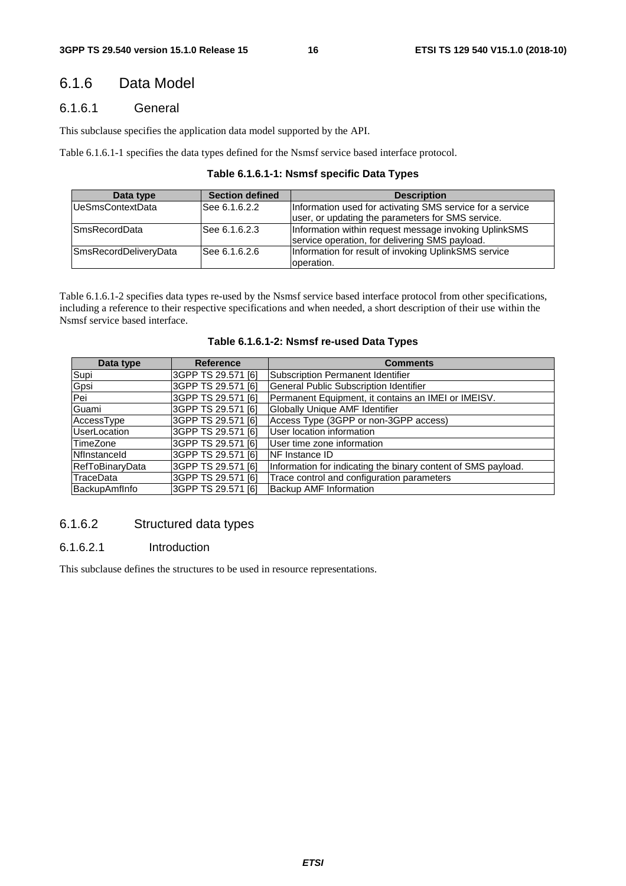## 6.1.6 Data Model

### 6.1.6.1 General

This subclause specifies the application data model supported by the API.

Table 6.1.6.1-1 specifies the data types defined for the Nsmsf service based interface protocol.

**Table 6.1.6.1-1: Nsmsf specific Data Types**

| Data type | Section defined | Description |
| --- | --- | --- |
| UeSmsContextData | See 6.1.6.2.2 | Information used for activating SMS service for a service user, or updating the parameters for SMS service. |
| SmsRecordData | See 6.1.6.2.3 | Information within request message invoking UplinkSMS service operation, for delivering SMS payload. |
| SmsRecordDeliveryData | See 6.1.6.2.6 | Information for result of invoking UplinkSMS service operation. |

Table 6.1.6.1-2 specifies data types re-used by the Nsmsf service based interface protocol from other specifications, including a reference to their respective specifications and when needed, a short description of their use within the Nsmsf service based interface.

**Table 6.1.6.1-2: Nsmsf re-used Data Types**

| Data type | Reference | Comments |
| --- | --- | --- |
| Supi | 3GPP TS 29.571 [6] | Subscription Permanent Identifier |
| Gpsi | 3GPP TS 29.571 [6] | General Public Subscription Identifier |
| Pei | 3GPP TS 29.571 [6] | Permanent Equipment, it contains an IMEI or IMEISV. |
| Guami | 3GPP TS 29.571 [6] | Globally Unique AMF Identifier |
| AccessType | 3GPP TS 29.571 [6] | Access Type (3GPP or non-3GPP access) |
| UserLocation | 3GPP TS 29.571 [6] | User location information |
| TimeZone | 3GPP TS 29.571 [6] | User time zone information |
| NfInstanceId | 3GPP TS 29.571 [6] | NF Instance ID |
| RefToBinaryData | 3GPP TS 29.571 [6] | Information for indicating the binary content of SMS payload. |
| TraceData | 3GPP TS 29.571 [6] | Trace control and configuration parameters |
| BackupAmfInfo | 3GPP TS 29.571 [6] | Backup AMF Information |

### 6.1.6.2 Structured data types

#### 6.1.6.2.1 Introduction

This subclause defines the structures to be used in resource representations.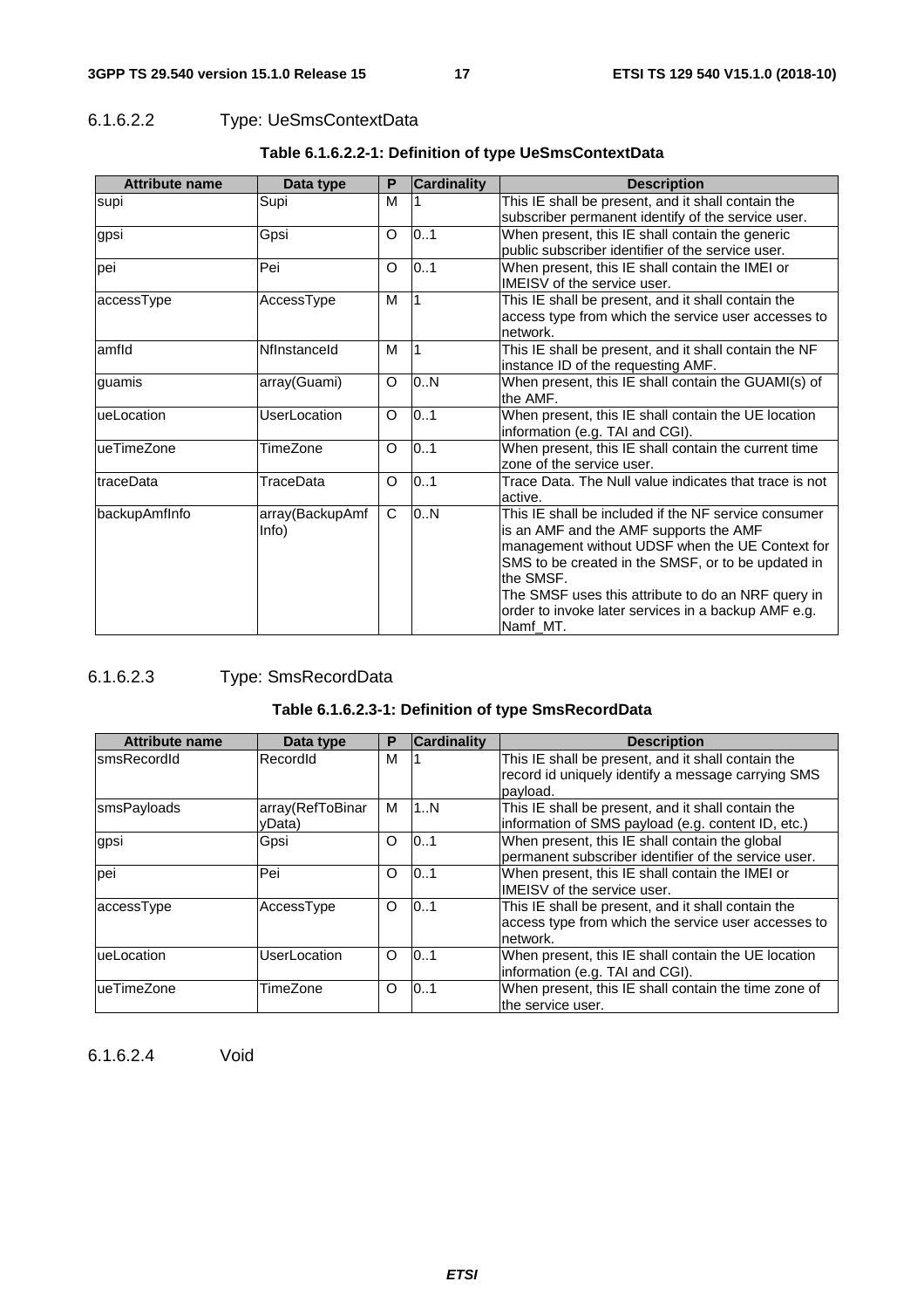#### 6.1.6.2.2 Type: UeSmsContextData

**Table 6.1.6.2.2-1: Definition of type UeSmsContextData**

| Attribute name | Data type | P | Cardinality | Description |
| --- | --- | --- | --- | --- |
| supi | Supi | M | 1 | This IE shall be present, and it shall contain the subscriber permanent identify of the service user. |
| gpsi | Gpsi | O | 0..1 | When present, this IE shall contain the generic public subscriber identifier of the service user. |
| pei | Pei | O | 0..1 | When present, this IE shall contain the IMEI or IMEISV of the service user. |
| accessType | AccessType | M | 1 | This IE shall be present, and it shall contain the access type from which the service user accesses to network. |
| amfId | NfInstanceId | M | 1 | This IE shall be present, and it shall contain the NF instance ID of the requesting AMF. |
| guamis | array(Guami) | O | 0..N | When present, this IE shall contain the GUAMI(s) of the AMF. |
| ueLocation | UserLocation | O | 0..1 | When present, this IE shall contain the UE location information (e.g. TAI and CGI). |
| ueTimeZone | TimeZone | O | 0..1 | When present, this IE shall contain the current time zone of the service user. |
| traceData | TraceData | O | 0..1 | Trace Data. The Null value indicates that trace is not active. |
| backupAmfInfo | array(BackupAmfInfo) | C | 0..N | This IE shall be included if the NF service consumer is an AMF and the AMF supports the AMF management without UDSF when the UE Context for SMS to be created in the SMSF, or to be updated in the SMSF.<br>The SMSF uses this attribute to do an NRF query in order to invoke later services in a backup AMF e.g. Namf_MT. |

#### 6.1.6.2.3 Type: SmsRecordData

**Table 6.1.6.2.3-1: Definition of type SmsRecordData**

| Attribute name | Data type | P | Cardinality | Description |
| --- | --- | --- | --- | --- |
| smsRecordId | RecordId | M | 1 | This IE shall be present, and it shall contain the record id uniquely identify a message carrying SMS payload. |
| smsPayloads | array(RefToBinaryData) | M | 1..N | This IE shall be present, and it shall contain the information of SMS payload (e.g. content ID, etc.) |
| gpsi | Gpsi | O | 0..1 | When present, this IE shall contain the global permanent subscriber identifier of the service user. |
| pei | Pei | O | 0..1 | When present, this IE shall contain the IMEI or IMEISV of the service user. |
| accessType | AccessType | O | 0..1 | This IE shall be present, and it shall contain the access type from which the service user accesses to network. |
| ueLocation | UserLocation | O | 0..1 | When present, this IE shall contain the UE location information (e.g. TAI and CGI). |
| ueTimeZone | TimeZone | O | 0..1 | When present, this IE shall contain the time zone of the service user. |

#### 6.1.6.2.4 Void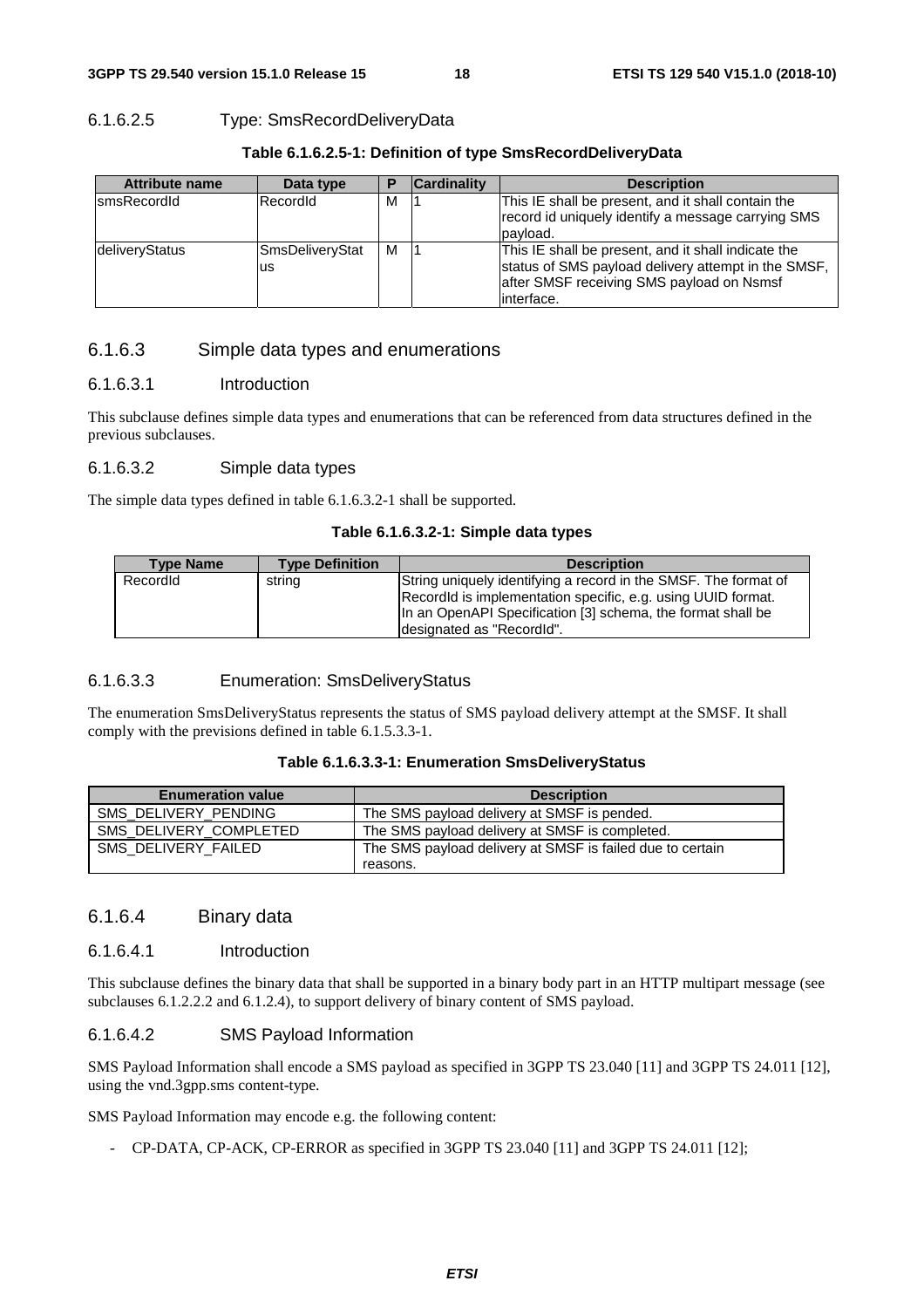#### 6.1.6.2.5 Type: SmsRecordDeliveryData

**Table 6.1.6.2.5-1: Definition of type SmsRecordDeliveryData**

| Attribute name | Data type | P | Cardinality | Description |
|---|---|---|---|---|
| smsRecordId | RecordId | M | 1 | This IE shall be present, and it shall contain the record id uniquely identify a message carrying SMS payload. |
| deliveryStatus | SmsDeliveryStatus | M | 1 | This IE shall be present, and it shall indicate the status of SMS payload delivery attempt in the SMSF, after SMSF receiving SMS payload on Nsmsf interface. |

### 6.1.6.3 Simple data types and enumerations

#### 6.1.6.3.1 Introduction

This subclause defines simple data types and enumerations that can be referenced from data structures defined in the previous subclauses.

#### 6.1.6.3.2 Simple data types

The simple data types defined in table 6.1.6.3.2-1 shall be supported.

**Table 6.1.6.3.2-1: Simple data types**

| Type Name | Type Definition | Description |
|---|---|---|
| RecordId | string | String uniquely identifying a record in the SMSF. The format of RecordId is implementation specific, e.g. using UUID format. In an OpenAPI Specification [3] schema, the format shall be designated as "RecordId". |

#### 6.1.6.3.3 Enumeration: SmsDeliveryStatus

The enumeration SmsDeliveryStatus represents the status of SMS payload delivery attempt at the SMSF. It shall comply with the previsions defined in table 6.1.5.3.3-1.

**Table 6.1.6.3.3-1: Enumeration SmsDeliveryStatus**

| Enumeration value | Description |
|---|---|
| SMS_DELIVERY_PENDING | The SMS payload delivery at SMSF is pended. |
| SMS_DELIVERY_COMPLETED | The SMS payload delivery at SMSF is completed. |
| SMS_DELIVERY_FAILED | The SMS payload delivery at SMSF is failed due to certain reasons. |

### 6.1.6.4 Binary data

#### 6.1.6.4.1 Introduction

This subclause defines the binary data that shall be supported in a binary body part in an HTTP multipart message (see subclauses 6.1.2.2.2 and 6.1.2.4), to support delivery of binary content of SMS payload.

#### 6.1.6.4.2 SMS Payload Information

SMS Payload Information shall encode a SMS payload as specified in 3GPP TS 23.040 [11] and 3GPP TS 24.011 [12], using the vnd.3gpp.sms content-type.

SMS Payload Information may encode e.g. the following content:

- CP-DATA, CP-ACK, CP-ERROR as specified in 3GPP TS 23.040 [11] and 3GPP TS 24.011 [12];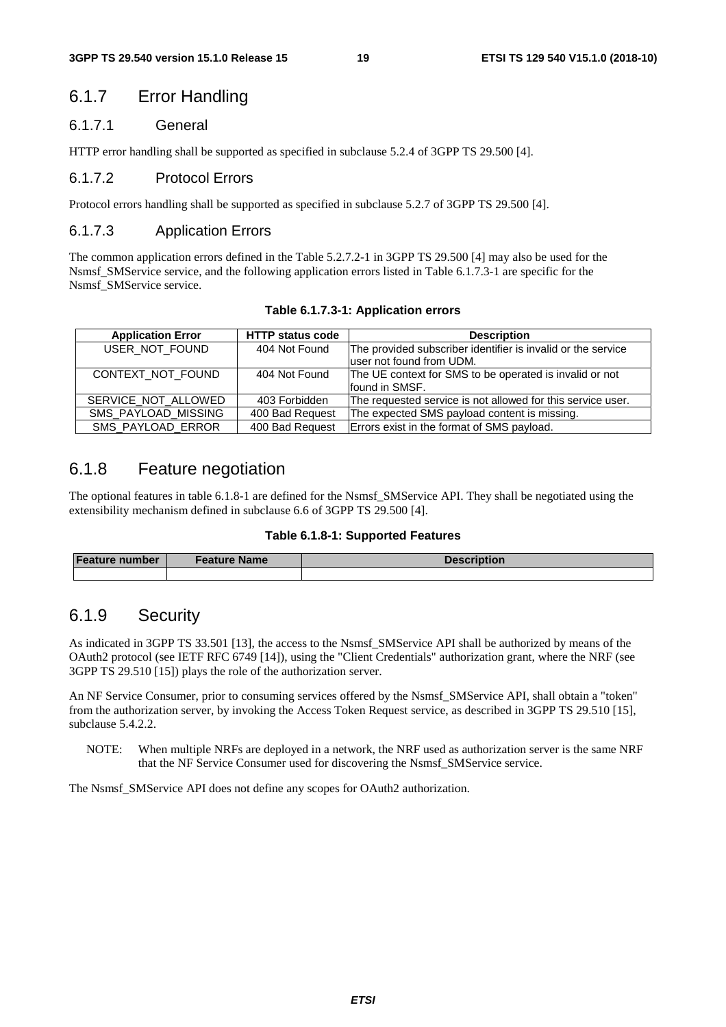## 6.1.7 Error Handling

### 6.1.7.1 General

HTTP error handling shall be supported as specified in subclause 5.2.4 of 3GPP TS 29.500 [4].

### 6.1.7.2 Protocol Errors

Protocol errors handling shall be supported as specified in subclause 5.2.7 of 3GPP TS 29.500 [4].

### 6.1.7.3 Application Errors

The common application errors defined in the Table 5.2.7.2-1 in 3GPP TS 29.500 [4] may also be used for the Nsmsf_SMService service, and the following application errors listed in Table 6.1.7.3-1 are specific for the Nsmsf_SMService service.

**Table 6.1.7.3-1: Application errors**

| Application Error | HTTP status code | Description |
| --- | --- | --- |
| USER_NOT_FOUND | 404 Not Found | The provided subscriber identifier is invalid or the service user not found from UDM. |
| CONTEXT_NOT_FOUND | 404 Not Found | The UE context for SMS to be operated is invalid or not found in SMSF. |
| SERVICE_NOT_ALLOWED | 403 Forbidden | The requested service is not allowed for this service user. |
| SMS_PAYLOAD_MISSING | 400 Bad Request | The expected SMS payload content is missing. |
| SMS_PAYLOAD_ERROR | 400 Bad Request | Errors exist in the format of SMS payload. |

## 6.1.8 Feature negotiation

The optional features in table 6.1.8-1 are defined for the Nsmsf_SMService API. They shall be negotiated using the extensibility mechanism defined in subclause 6.6 of 3GPP TS 29.500 [4].

**Table 6.1.8-1: Supported Features**

| Feature number | Feature Name | Description |
| --- | --- | --- |
| | | |

## 6.1.9 Security

As indicated in 3GPP TS 33.501 [13], the access to the Nsmsf_SMService API shall be authorized by means of the OAuth2 protocol (see IETF RFC 6749 [14]), using the "Client Credentials" authorization grant, where the NRF (see 3GPP TS 29.510 [15]) plays the role of the authorization server.

An NF Service Consumer, prior to consuming services offered by the Nsmsf_SMService API, shall obtain a "token" from the authorization server, by invoking the Access Token Request service, as described in 3GPP TS 29.510 [15], subclause 5.4.2.2.

NOTE: When multiple NRFs are deployed in a network, the NRF used as authorization server is the same NRF that the NF Service Consumer used for discovering the Nsmsf_SMService service.

The Nsmsf_SMService API does not define any scopes for OAuth2 authorization.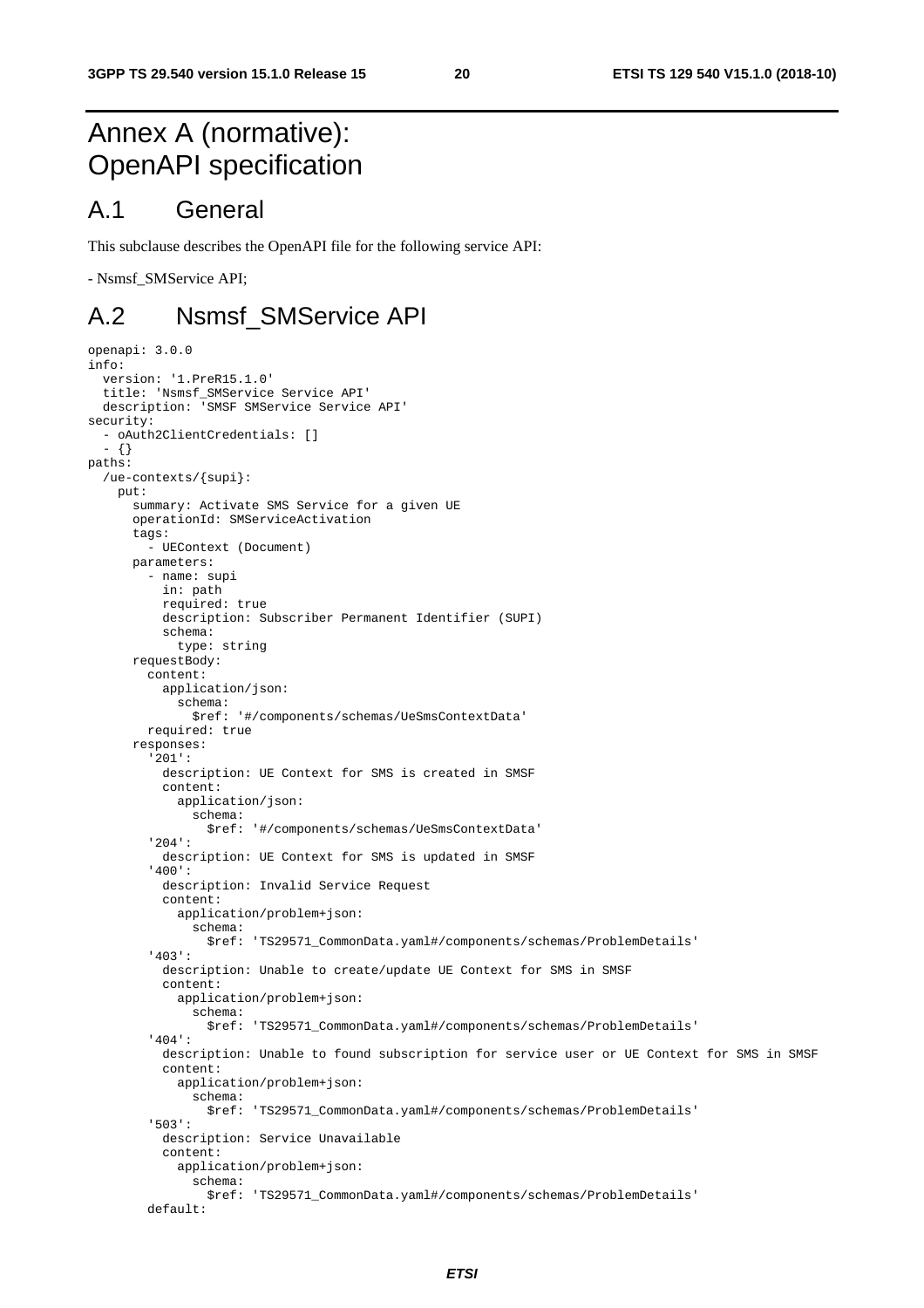# Annex A (normative): OpenAPI specification

## A.1 General

This subclause describes the OpenAPI file for the following service API:

- Nsmsf_SMService API;

## A.2 Nsmsf_SMService API

```
openapi: 3.0.0
info:
  version: '1.PreR15.1.0'
  title: 'Nsmsf_SMService Service API'
  description: 'SMSF SMService Service API'
security:
  - oAuth2ClientCredentials: []
  - {}
paths:
  /ue-contexts/{supi}:
    put:
      summary: Activate SMS Service for a given UE
      operationId: SMServiceActivation
      tags:
        - UEContext (Document)
      parameters:
        - name: supi
          in: path
          required: true
          description: Subscriber Permanent Identifier (SUPI)
          schema:
            type: string
      requestBody:
        content:
          application/json:
            schema:
              $ref: '#/components/schemas/UeSmsContextData'
        required: true
      responses:
        '201':
          description: UE Context for SMS is created in SMSF
          content:
            application/json:
              schema:
                $ref: '#/components/schemas/UeSmsContextData'
        '204':
          description: UE Context for SMS is updated in SMSF
        '400':
          description: Invalid Service Request
          content:
            application/problem+json:
              schema:
                $ref: 'TS29571_CommonData.yaml#/components/schemas/ProblemDetails'
        '403':
          description: Unable to create/update UE Context for SMS in SMSF
          content:
            application/problem+json:
              schema:
                $ref: 'TS29571_CommonData.yaml#/components/schemas/ProblemDetails'
        '404':
          description: Unable to found subscription for service user or UE Context for SMS in SMSF
          content:
            application/problem+json:
              schema:
                $ref: 'TS29571_CommonData.yaml#/components/schemas/ProblemDetails'
        '503':
          description: Service Unavailable
          content:
            application/problem+json:
              schema:
                $ref: 'TS29571_CommonData.yaml#/components/schemas/ProblemDetails'
        default:
```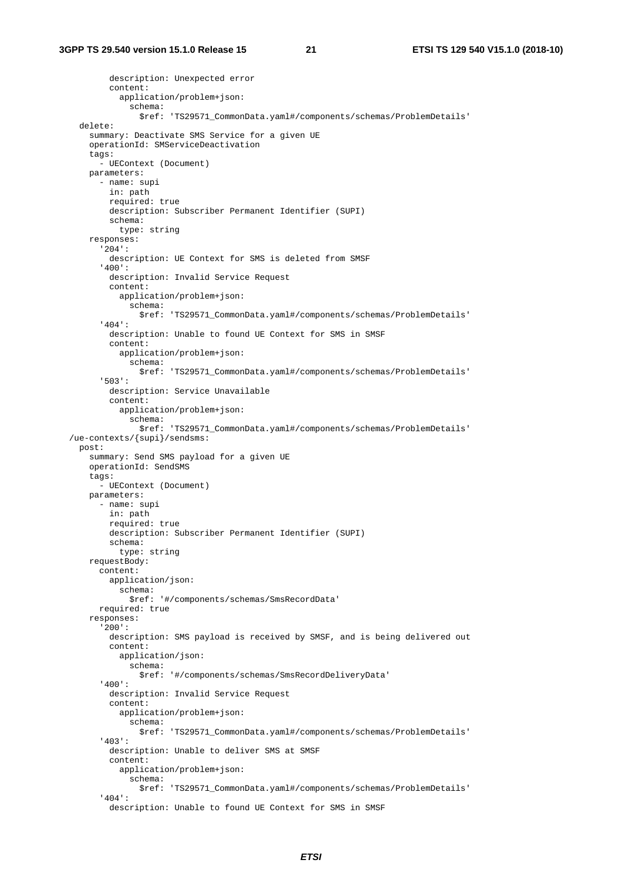```
          description: Unexpected error
          content:
            application/problem+json:
              schema:
                $ref: 'TS29571_CommonData.yaml#/components/schemas/ProblemDetails'
    delete:
      summary: Deactivate SMS Service for a given UE
      operationId: SMServiceDeactivation
      tags:
        - UEContext (Document)
      parameters:
        - name: supi
          in: path
          required: true
          description: Subscriber Permanent Identifier (SUPI)
          schema:
            type: string
      responses:
        '204':
          description: UE Context for SMS is deleted from SMSF
        '400':
          description: Invalid Service Request
          content:
            application/problem+json:
              schema:
                $ref: 'TS29571_CommonData.yaml#/components/schemas/ProblemDetails'
        '404':
          description: Unable to found UE Context for SMS in SMSF
          content:
            application/problem+json:
              schema:
                $ref: 'TS29571_CommonData.yaml#/components/schemas/ProblemDetails'
        '503':
          description: Service Unavailable
          content:
            application/problem+json:
              schema:
                $ref: 'TS29571_CommonData.yaml#/components/schemas/ProblemDetails'
  /ue-contexts/{supi}/sendsms:
    post:
      summary: Send SMS payload for a given UE
      operationId: SendSMS
      tags:
        - UEContext (Document)
      parameters:
        - name: supi
          in: path
          required: true
          description: Subscriber Permanent Identifier (SUPI)
          schema:
            type: string
      requestBody:
        content:
          application/json:
            schema:
              $ref: '#/components/schemas/SmsRecordData'
        required: true
      responses:
        '200':
          description: SMS payload is received by SMSF, and is being delivered out
          content:
            application/json:
              schema:
                $ref: '#/components/schemas/SmsRecordDeliveryData'
        '400':
          description: Invalid Service Request
          content:
            application/problem+json:
              schema:
                $ref: 'TS29571_CommonData.yaml#/components/schemas/ProblemDetails'
        '403':
          description: Unable to deliver SMS at SMSF
          content:
            application/problem+json:
              schema:
                $ref: 'TS29571_CommonData.yaml#/components/schemas/ProblemDetails'
        '404':
          description: Unable to found UE Context for SMS in SMSF
```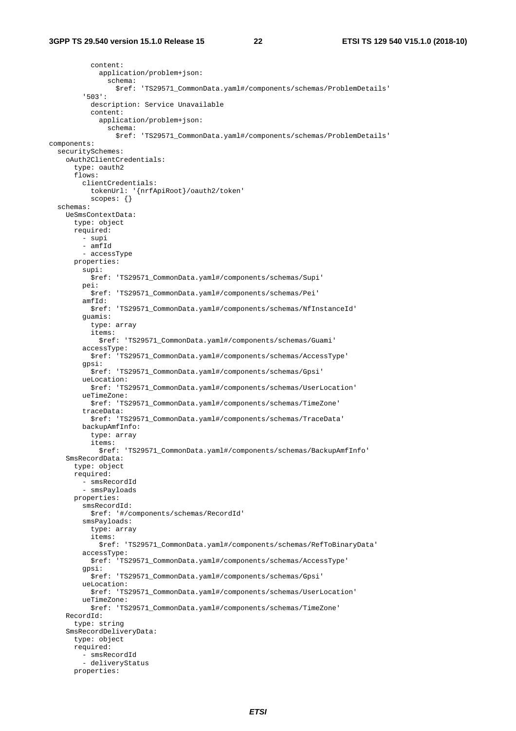```
          content:
            application/problem+json:
              schema:
                $ref: 'TS29571_CommonData.yaml#/components/schemas/ProblemDetails'
        '503':
          description: Service Unavailable
          content:
            application/problem+json:
              schema:
                $ref: 'TS29571_CommonData.yaml#/components/schemas/ProblemDetails'
components:
  securitySchemes:
    oAuth2ClientCredentials:
      type: oauth2
      flows:
        clientCredentials:
          tokenUrl: '{nrfApiRoot}/oauth2/token'
          scopes: {}
  schemas:
    UeSmsContextData:
      type: object
      required:
        - supi
        - amfId
        - accessType
      properties:
        supi:
          $ref: 'TS29571_CommonData.yaml#/components/schemas/Supi'
        pei:
          $ref: 'TS29571_CommonData.yaml#/components/schemas/Pei'
        amfId:
          $ref: 'TS29571_CommonData.yaml#/components/schemas/NfInstanceId'
        guamis:
          type: array
          items:
            $ref: 'TS29571_CommonData.yaml#/components/schemas/Guami'
        accessType:
          $ref: 'TS29571_CommonData.yaml#/components/schemas/AccessType'
        gpsi:
          $ref: 'TS29571_CommonData.yaml#/components/schemas/Gpsi'
        ueLocation:
          $ref: 'TS29571_CommonData.yaml#/components/schemas/UserLocation'
        ueTimeZone:
          $ref: 'TS29571_CommonData.yaml#/components/schemas/TimeZone'
        traceData:
          $ref: 'TS29571_CommonData.yaml#/components/schemas/TraceData'
        backupAmfInfo:
          type: array
          items:
            $ref: 'TS29571_CommonData.yaml#/components/schemas/BackupAmfInfo'
    SmsRecordData:
      type: object
      required:
        - smsRecordId
        - smsPayloads
      properties:
        smsRecordId:
          $ref: '#/components/schemas/RecordId'
        smsPayloads:
          type: array
          items:
            $ref: 'TS29571_CommonData.yaml#/components/schemas/RefToBinaryData'
        accessType:
          $ref: 'TS29571_CommonData.yaml#/components/schemas/AccessType'
        gpsi:
          $ref: 'TS29571_CommonData.yaml#/components/schemas/Gpsi'
        ueLocation:
          $ref: 'TS29571_CommonData.yaml#/components/schemas/UserLocation'
        ueTimeZone:
          $ref: 'TS29571_CommonData.yaml#/components/schemas/TimeZone'
    RecordId:
      type: string
    SmsRecordDeliveryData:
      type: object
      required:
        - smsRecordId
        - deliveryStatus
      properties:
```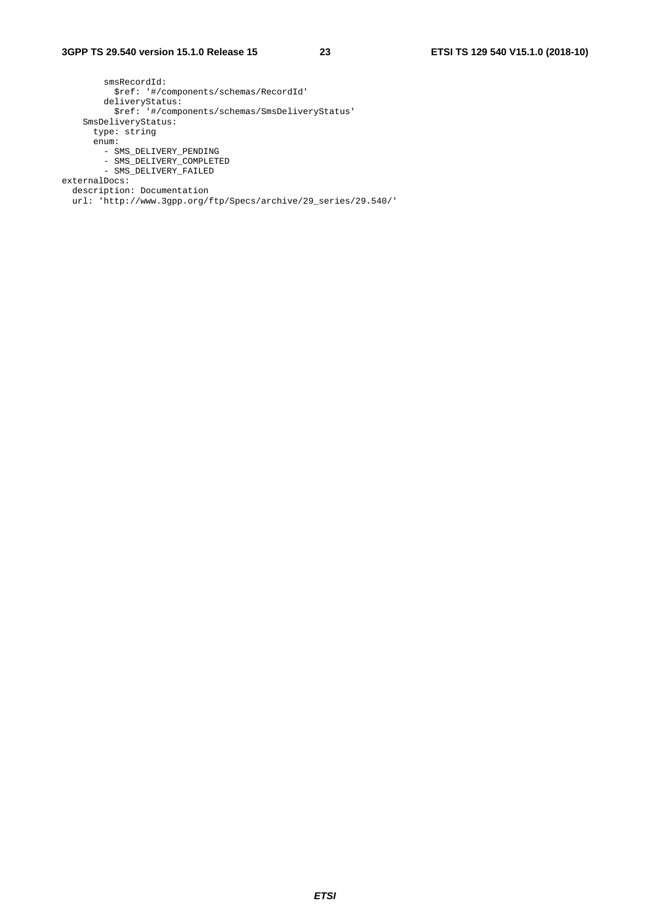```
        smsRecordId:
          $ref: '#/components/schemas/RecordId'
        deliveryStatus:
          $ref: '#/components/schemas/SmsDeliveryStatus'
    SmsDeliveryStatus:
      type: string
      enum:
        - SMS_DELIVERY_PENDING
        - SMS_DELIVERY_COMPLETED
        - SMS_DELIVERY_FAILED
externalDocs:
  description: Documentation
  url: 'http://www.3gpp.org/ftp/Specs/archive/29_series/29.540/'
```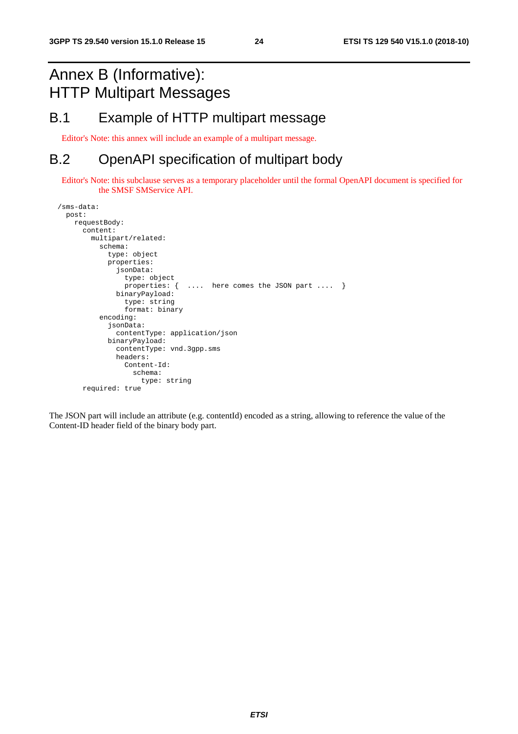# Annex B (Informative): HTTP Multipart Messages

## B.1 Example of HTTP multipart message

Editor's Note: this annex will include an example of a multipart message.

## B.2 OpenAPI specification of multipart body

Editor's Note: this subclause serves as a temporary placeholder until the formal OpenAPI document is specified for the SMSF SMService API.

```
/sms-data:
  post:
    requestBody:
      content:
        multipart/related:
          schema:
            type: object
            properties:
              jsonData:
                type: object
                properties: {  ....  here comes the JSON part ....  }
              binaryPayload:
                type: string
                format: binary
          encoding:
            jsonData:
              contentType: application/json
            binaryPayload:
              contentType: vnd.3gpp.sms
              headers:
                Content-Id:
                  schema:
                    type: string
      required: true
```

The JSON part will include an attribute (e.g. contentId) encoded as a string, allowing to reference the value of the Content-ID header field of the binary body part.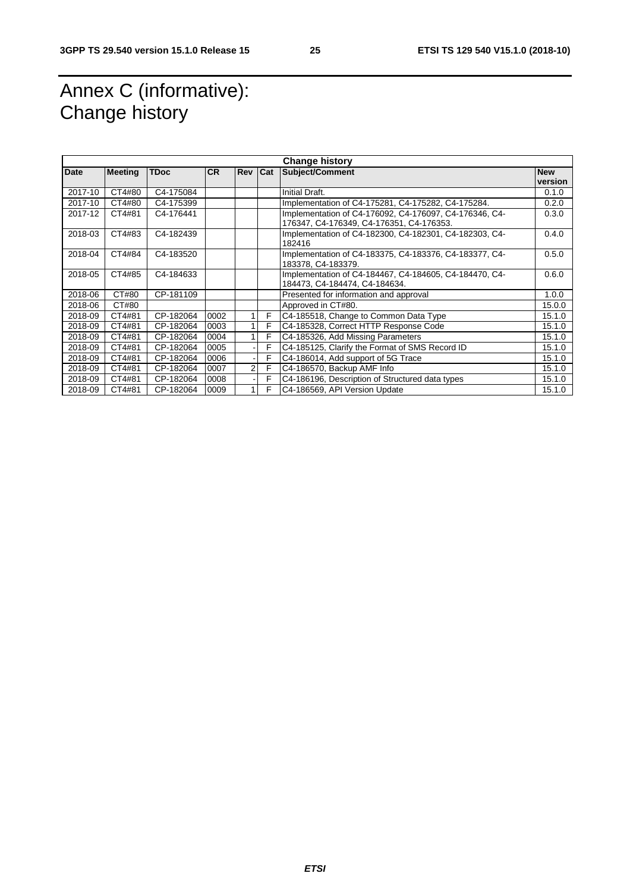# Annex C (informative): Change history

| Change history | | | | | | | |
|---|---|---|---|---|---|---|---|
| **Date** | **Meeting** | **TDoc** | **CR** | **Rev** | **Cat** | **Subject/Comment** | **New version** |
| 2017-10 | CT4#80 | C4-175084 | | | | Initial Draft. | 0.1.0 |
| 2017-10 | CT4#80 | C4-175399 | | | | Implementation of C4-175281, C4-175282, C4-175284. | 0.2.0 |
| 2017-12 | CT4#81 | C4-176441 | | | | Implementation of C4-176092, C4-176097, C4-176346, C4-176347, C4-176349, C4-176351, C4-176353. | 0.3.0 |
| 2018-03 | CT4#83 | C4-182439 | | | | Implementation of C4-182300, C4-182301, C4-182303, C4-182416 | 0.4.0 |
| 2018-04 | CT4#84 | C4-183520 | | | | Implementation of C4-183375, C4-183376, C4-183377, C4-183378, C4-183379. | 0.5.0 |
| 2018-05 | CT4#85 | C4-184633 | | | | Implementation of C4-184467, C4-184605, C4-184470, C4-184473, C4-184474, C4-184634. | 0.6.0 |
| 2018-06 | CT#80 | CP-181109 | | | | Presented for information and approval | 1.0.0 |
| 2018-06 | CT#80 | | | | | Approved in CT#80. | 15.0.0 |
| 2018-09 | CT4#81 | CP-182064 | 0002 | 1 | F | C4-185518, Change to Common Data Type | 15.1.0 |
| 2018-09 | CT4#81 | CP-182064 | 0003 | 1 | F | C4-185328, Correct HTTP Response Code | 15.1.0 |
| 2018-09 | CT4#81 | CP-182064 | 0004 | 1 | F | C4-185326, Add Missing Parameters | 15.1.0 |
| 2018-09 | CT4#81 | CP-182064 | 0005 | - | F | C4-185125, Clarify the Format of SMS Record ID | 15.1.0 |
| 2018-09 | CT4#81 | CP-182064 | 0006 | - | F | C4-186014, Add support of 5G Trace | 15.1.0 |
| 2018-09 | CT4#81 | CP-182064 | 0007 | 2 | F | C4-186570, Backup AMF Info | 15.1.0 |
| 2018-09 | CT4#81 | CP-182064 | 0008 | - | F | C4-186196, Description of Structured data types | 15.1.0 |
| 2018-09 | CT4#81 | CP-182064 | 0009 | 1 | F | C4-186569, API Version Update | 15.1.0 |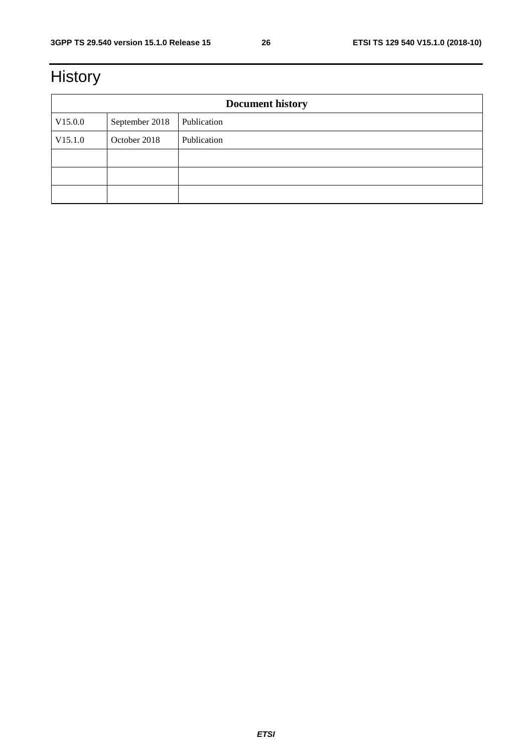# History

| Document history | | |
|---|---|---|
| V15.0.0 | September 2018 | Publication |
| V15.1.0 | October 2018 | Publication |
| | | |
| | | |
| | | |